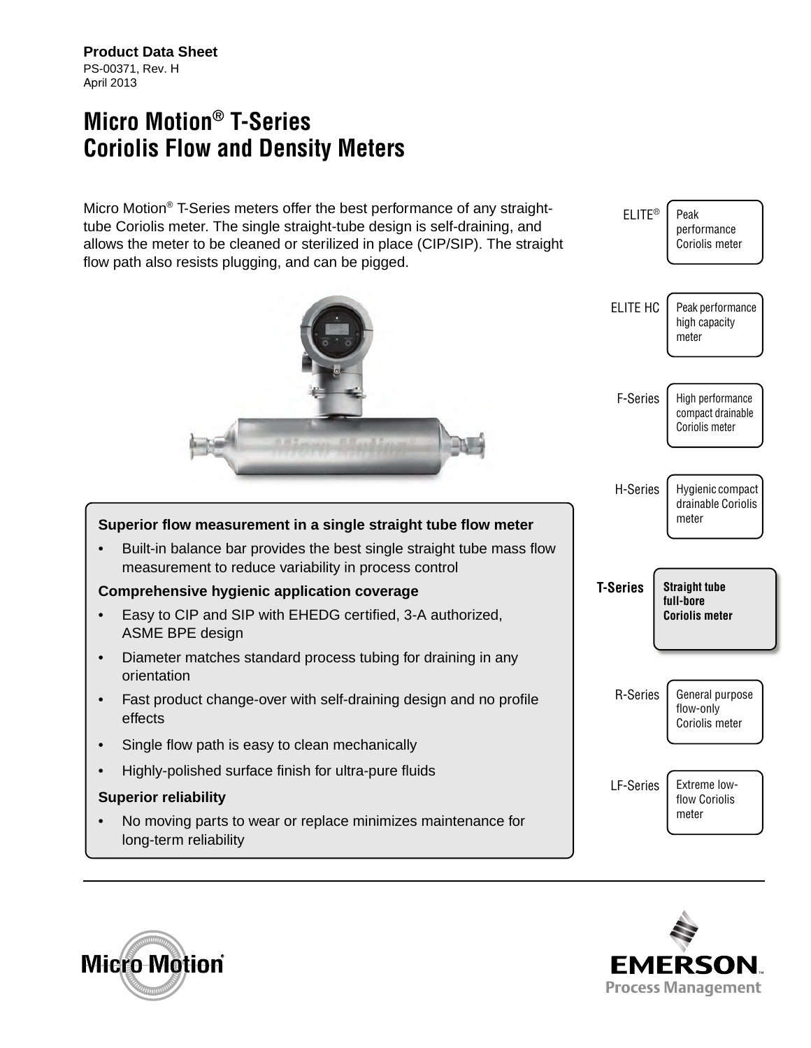**Product Data Sheet**
PS-00371, Rev. H
April 2013

# Micro Motion® T-Series Coriolis Flow and Density Meters

Micro Motion® T-Series meters offer the best performance of any straight-tube Coriolis meter. The single straight-tube design is self-draining, and allows the meter to be cleaned or sterilized in place (CIP/SIP). The straight flow path also resists plugging, and can be pigged.

**Superior flow measurement in a single straight tube flow meter**

- Built-in balance bar provides the best single straight tube mass flow measurement to reduce variability in process control

**Comprehensive hygienic application coverage**

- Easy to CIP and SIP with EHEDG certified, 3-A authorized, ASME BPE design
- Diameter matches standard process tubing for draining in any orientation
- Fast product change-over with self-draining design and no profile effects
- Single flow path is easy to clean mechanically
- Highly-polished surface finish for ultra-pure fluids

**Superior reliability**

- No moving parts to wear or replace minimizes maintenance for long-term reliability

| | |
|---|---|
| ELITE® | Peak performance Coriolis meter |
| ELITE HC | Peak performance high capacity meter |
| F-Series | High performance compact drainable Coriolis meter |
| H-Series | Hygienic compact drainable Coriolis meter |
| **T-Series** | **Straight tube full-bore Coriolis meter** |
| R-Series | General purpose flow-only Coriolis meter |
| LF-Series | Extreme low-flow Coriolis meter |

Micro Motion®

EMERSON™ Process Management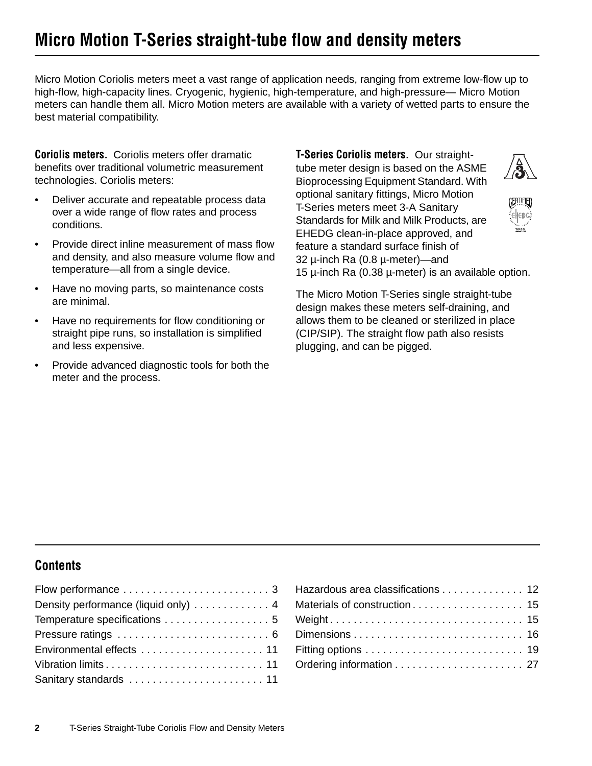# Micro Motion T-Series straight-tube flow and density meters

Micro Motion Coriolis meters meet a vast range of application needs, ranging from extreme low-flow up to high-flow, high-capacity lines. Cryogenic, hygienic, high-temperature, and high-pressure— Micro Motion meters can handle them all. Micro Motion meters are available with a variety of wetted parts to ensure the best material compatibility.

**Coriolis meters.** Coriolis meters offer dramatic benefits over traditional volumetric measurement technologies. Coriolis meters:

- Deliver accurate and repeatable process data over a wide range of flow rates and process conditions.
- Provide direct inline measurement of mass flow and density, and also measure volume flow and temperature—all from a single device.
- Have no moving parts, so maintenance costs are minimal.
- Have no requirements for flow conditioning or straight pipe runs, so installation is simplified and less expensive.
- Provide advanced diagnostic tools for both the meter and the process.

**T-Series Coriolis meters.** Our straight-tube meter design is based on the ASME Bioprocessing Equipment Standard. With optional sanitary fittings, Micro Motion T-Series meters meet 3-A Sanitary Standards for Milk and Milk Products, are EHEDG clean-in-place approved, and feature a standard surface finish of 32 µ-inch Ra (0.8 µ-meter)—and 15 µ-inch Ra (0.38 µ-meter) is an available option.

The Micro Motion T-Series single straight-tube design makes these meters self-draining, and allows them to be cleaned or sterilized in place (CIP/SIP). The straight flow path also resists plugging, and can be pigged.

## Contents

| | |
|---|---|
| Flow performance | 3 |
| Density performance (liquid only) | 4 |
| Temperature specifications | 5 |
| Pressure ratings | 6 |
| Environmental effects | 11 |
| Vibration limits | 11 |
| Sanitary standards | 11 |
| Hazardous area classifications | 12 |
| Materials of construction | 15 |
| Weight | 15 |
| Dimensions | 16 |
| Fitting options | 19 |
| Ordering information | 27 |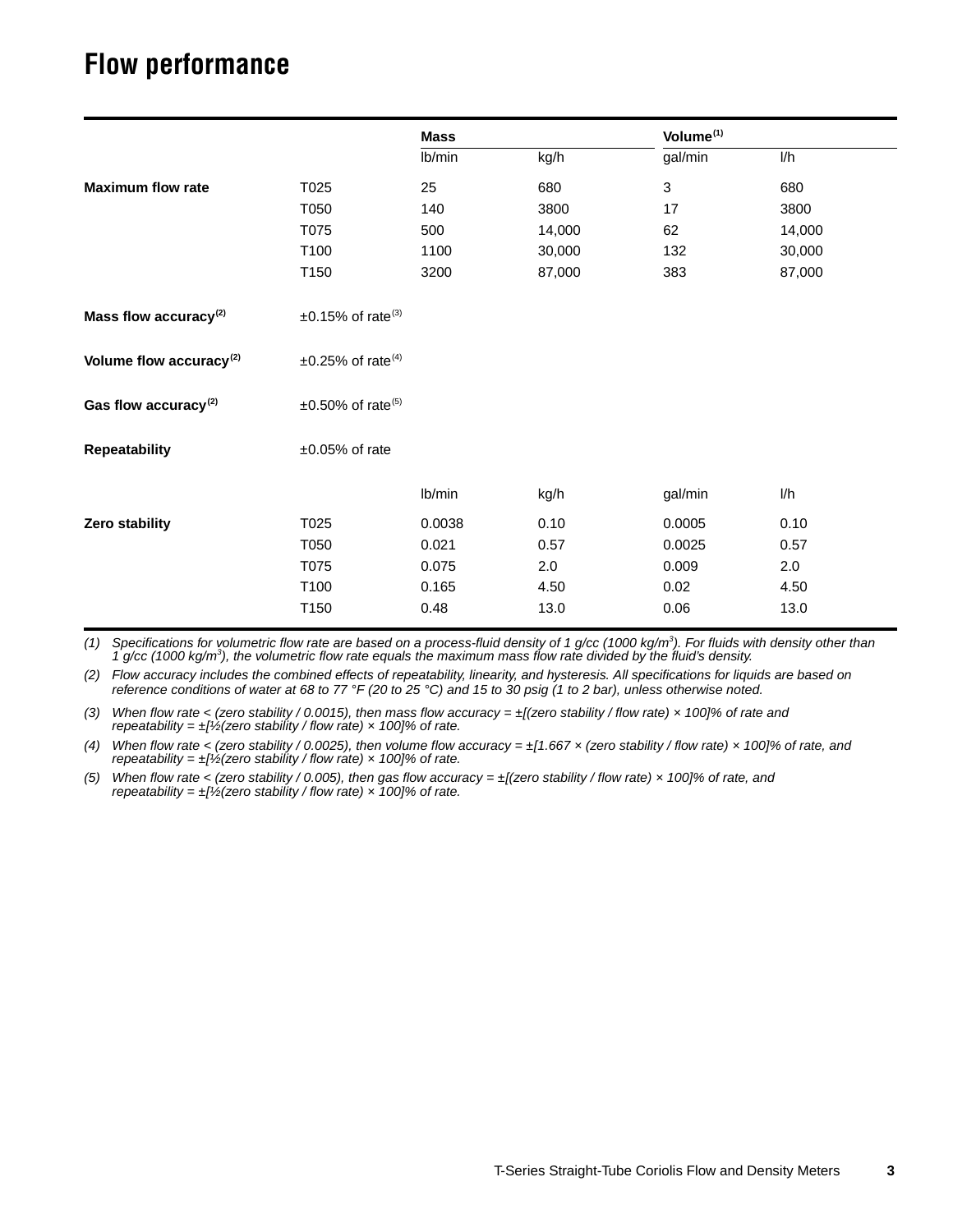# Flow performance

| | | Mass | | Volume[1] | |
|---|---|---|---|---|---|
| | | lb/min | kg/h | gal/min | l/h |
| **Maximum flow rate** | T025 | 25 | 680 | 3 | 680 |
| | T050 | 140 | 3800 | 17 | 3800 |
| | T075 | 500 | 14,000 | 62 | 14,000 |
| | T100 | 1100 | 30,000 | 132 | 30,000 |
| | T150 | 3200 | 87,000 | 383 | 87,000 |
| **Mass flow accuracy**[2] | ±0.15% of rate[3] | | | | |
| **Volume flow accuracy**[2] | ±0.25% of rate[4] | | | | |
| **Gas flow accuracy**[2] | ±0.50% of rate[5] | | | | |
| **Repeatability** | ±0.05% of rate | | | | |
| | | lb/min | kg/h | gal/min | l/h |
| **Zero stability** | T025 | 0.0038 | 0.10 | 0.0005 | 0.10 |
| | T050 | 0.021 | 0.57 | 0.0025 | 0.57 |
| | T075 | 0.075 | 2.0 | 0.009 | 2.0 |
| | T100 | 0.165 | 4.50 | 0.02 | 4.50 |
| | T150 | 0.48 | 13.0 | 0.06 | 13.0 |

*(1) Specifications for volumetric flow rate are based on a process-fluid density of 1 g/cc (1000 kg/m$^3$). For fluids with density other than 1 g/cc (1000 kg/m$^3$), the volumetric flow rate equals the maximum mass flow rate divided by the fluid's density.*

*(2) Flow accuracy includes the combined effects of repeatability, linearity, and hysteresis. All specifications for liquids are based on reference conditions of water at 68 to 77 °F (20 to 25 °C) and 15 to 30 psig (1 to 2 bar), unless otherwise noted.*

*(3) When flow rate < (zero stability / 0.0015), then mass flow accuracy = ±[(zero stability / flow rate) × 100]% of rate and repeatability = ±[½(zero stability / flow rate) × 100]% of rate.*

*(4) When flow rate < (zero stability / 0.0025), then volume flow accuracy = ±[1.667 × (zero stability / flow rate) × 100]% of rate, and repeatability = ±[½(zero stability / flow rate) × 100]% of rate.*

*(5) When flow rate < (zero stability / 0.005), then gas flow accuracy = ±[(zero stability / flow rate) × 100]% of rate, and repeatability = ±[½(zero stability / flow rate) × 100]% of rate.*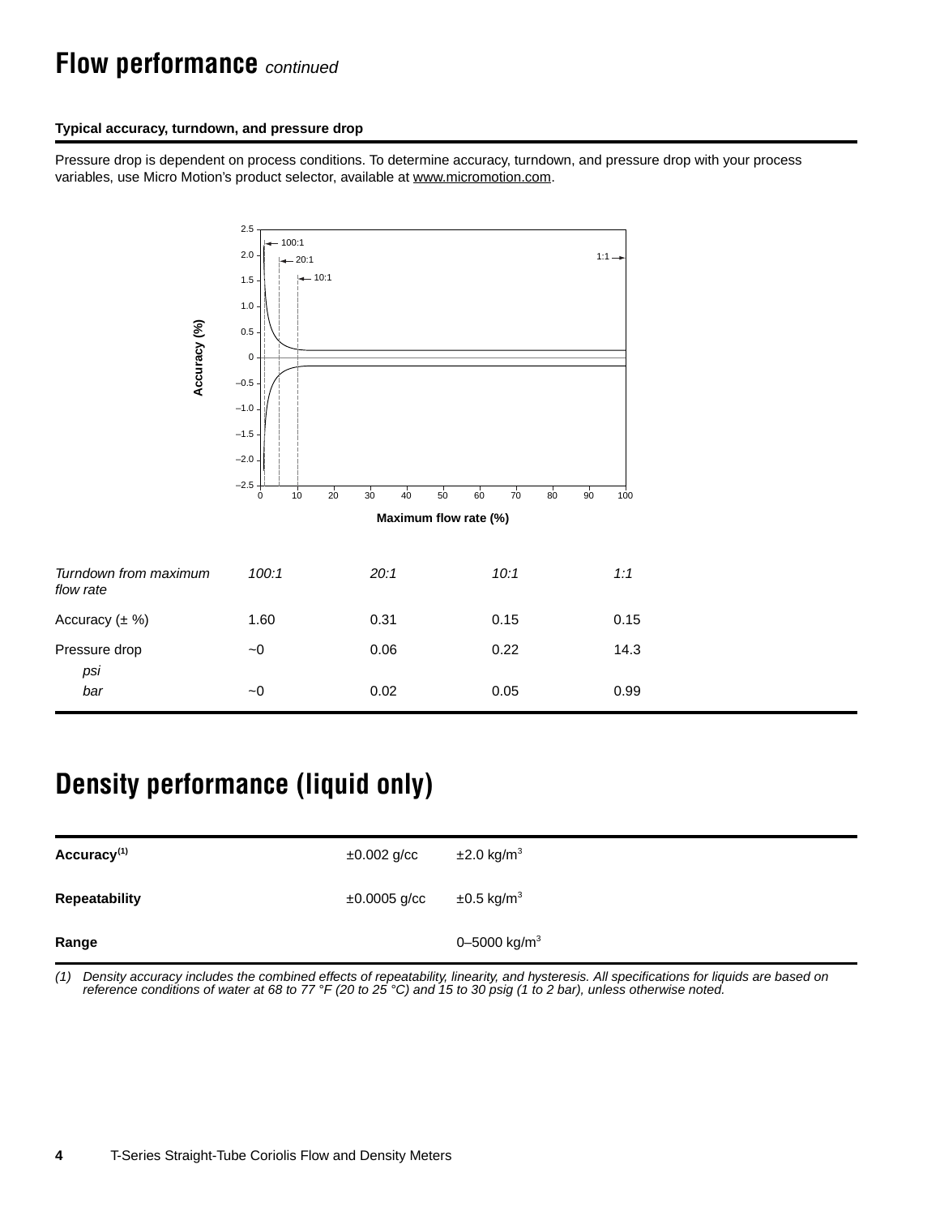# Flow performance *continued*

### Typical accuracy, turndown, and pressure drop

Pressure drop is dependent on process conditions. To determine accuracy, turndown, and pressure drop with your process variables, use Micro Motion's product selector, available at www.micromotion.com.

| *Turndown from maximum flow rate* | *100:1* | *20:1* | *10:1* | *1:1* |
|---|---|---|---|---|
| Accuracy (± %) | 1.60 | 0.31 | 0.15 | 0.15 |
| Pressure drop *psi* | ~0 | 0.06 | 0.22 | 14.3 |
| *bar* | ~0 | 0.02 | 0.05 | 0.99 |

# Density performance (liquid only)

| | | |
|---|---|---|
| **Accuracy**(1) | ±0.002 g/cc | ±2.0 kg/m$^3$ |
| **Repeatability** | ±0.0005 g/cc | ±0.5 kg/m$^3$ |
| **Range** | | 0–5000 kg/m$^3$ |

*(1) Density accuracy includes the combined effects of repeatability, linearity, and hysteresis. All specifications for liquids are based on reference conditions of water at 68 to 77 °F (20 to 25 °C) and 15 to 30 psig (1 to 2 bar), unless otherwise noted.*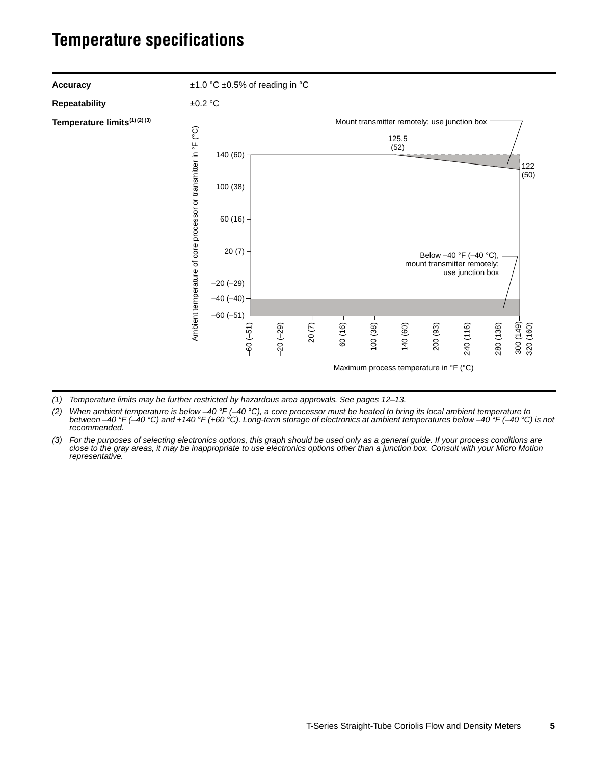# Temperature specifications

| | |
|---|---|
| **Accuracy** | ±1.0 °C ±0.5% of reading in °C |
| **Repeatability** | ±0.2 °C |
| **Temperature limits**(1) (2) (3) | |

Mount transmitter remotely; use junction box

125.5 (52)

122 (50)

Below –40 °F (–40 °C), mount transmitter remotely; use junction box

Ambient temperature of core processor or transmitter in °F (°C): 140 (60), 100 (38), 60 (16), 20 (7), –20 (–29), –40 (–40), –60 (–51)

Maximum process temperature in °F (°C): –60 (–51), –20 (–29), 20 (7), 60 (16), 100 (38), 140 (60), 200 (93), 240 (116), 280 (138), 300 (149), 320 (160)

*(1) Temperature limits may be further restricted by hazardous area approvals. See pages 12–13.*

*(2) When ambient temperature is below –40 °F (–40 °C), a core processor must be heated to bring its local ambient temperature to between –40 °F (–40 °C) and +140 °F (+60 °C). Long-term storage of electronics at ambient temperatures below –40 °F (–40 °C) is not recommended.*

*(3) For the purposes of selecting electronics options, this graph should be used only as a general guide. If your process conditions are close to the gray areas, it may be inappropriate to use electronics options other than a junction box. Consult with your Micro Motion representative.*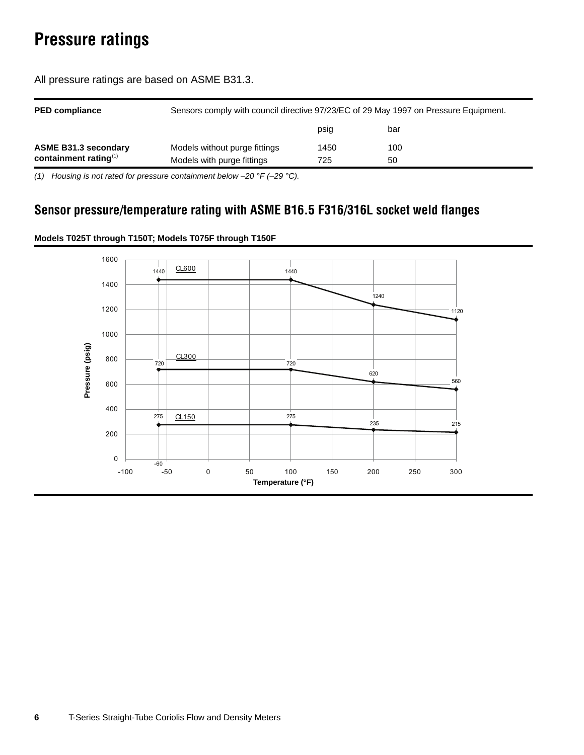# Pressure ratings

All pressure ratings are based on ASME B31.3.

| | | | |
|---|---|---|---|
| **PED compliance** | Sensors comply with council directive 97/23/EC of 29 May 1997 on Pressure Equipment. | | |
| | | psig | bar |
| **ASME B31.3 secondary containment rating**(1) | Models without purge fittings | 1450 | 100 |
| | Models with purge fittings | 725 | 50 |

*(1) Housing is not rated for pressure containment below –20 °F (–29 °C).*

## Sensor pressure/temperature rating with ASME B16.5 F316/316L socket weld flanges

**Models T025T through T150T; Models T075F through T150F**

| Temperature (°F) | CL600 Pressure (psig) | CL300 Pressure (psig) | CL150 Pressure (psig) |
|---|---|---|---|
| -60 | 1440 | 720 | 275 |
| 100 | 1440 | 720 | 275 |
| 200 | 1240 | 620 | 235 |
| 300 | 1120 | 560 | 215 |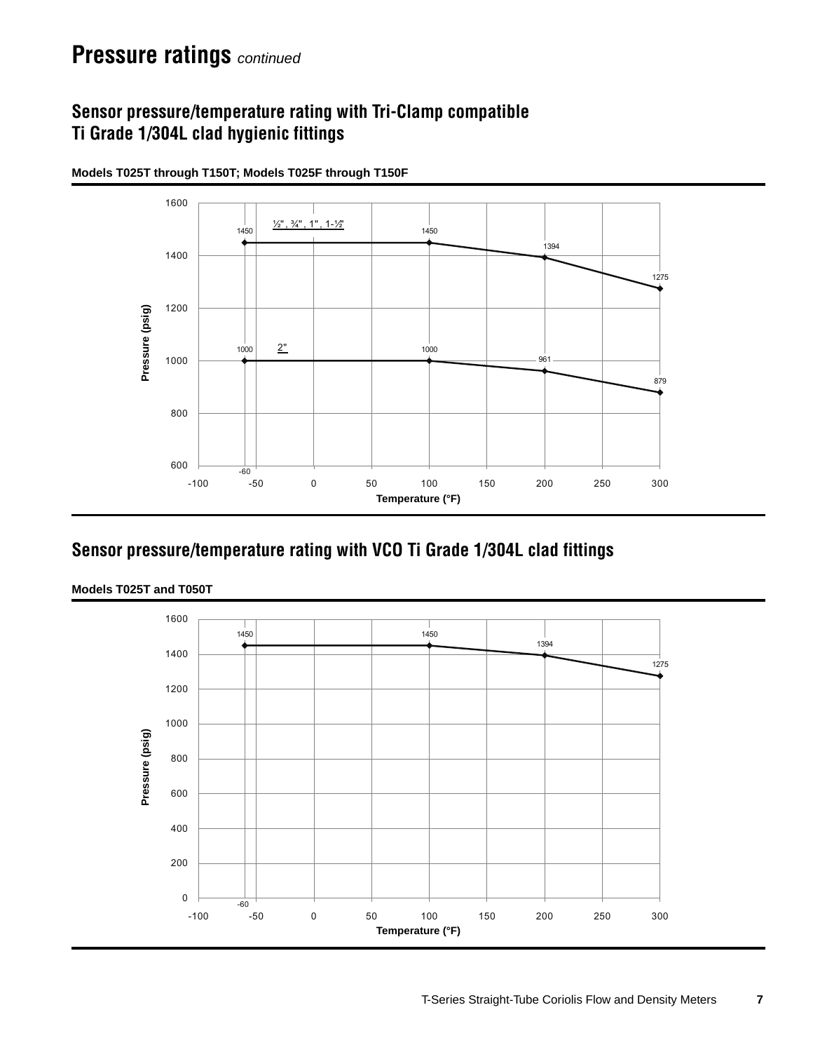# Pressure ratings *continued*

## Sensor pressure/temperature rating with Tri-Clamp compatible Ti Grade 1/304L clad hygienic fittings

**Models T025T through T150T; Models T025F through T150F**

| Temperature (°F) | Pressure (psig) ½", ¾", 1", 1-½" | Pressure (psig) 2" |
|---|---|---|
| -60 | 1450 | 1000 |
| 100 | 1450 | 1000 |
| 200 | 1394 | 961 |
| 300 | 1275 | 879 |

## Sensor pressure/temperature rating with VCO Ti Grade 1/304L clad fittings

**Models T025T and T050T**

| Temperature (°F) | Pressure (psig) |
|---|---|
| -60 | 1450 |
| 100 | 1450 |
| 200 | 1394 |
| 300 | 1275 |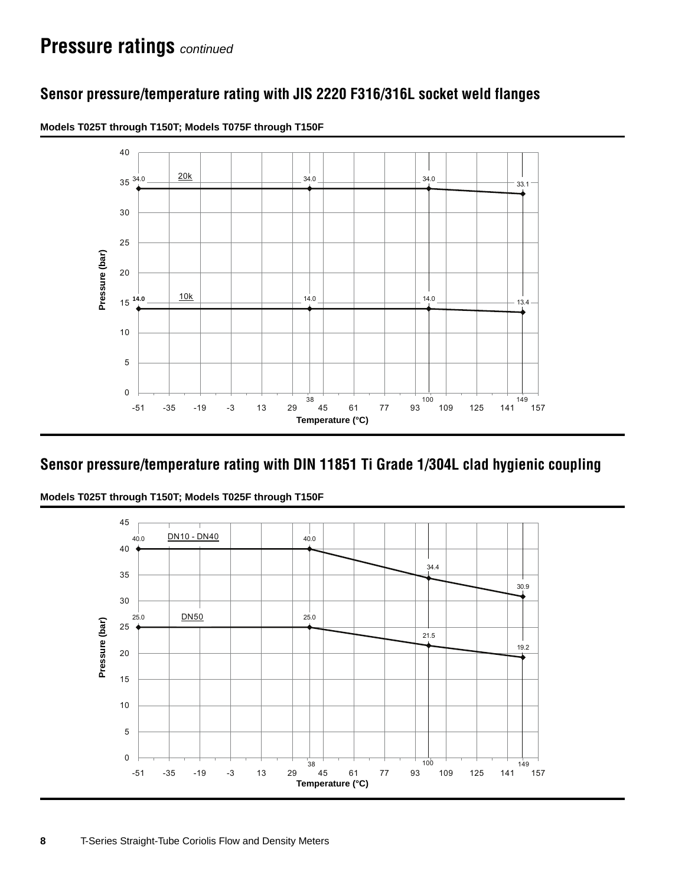# Pressure ratings *continued*

## Sensor pressure/temperature rating with JIS 2220 F316/316L socket weld flanges

**Models T025T through T150T; Models T075F through T150F**

| Temperature (°C) | 20k Pressure (bar) | 10k Pressure (bar) |
|---|---|---|
| -51 | 34.0 | 14.0 |
| 38 | 34.0 | 14.0 |
| 100 | 34.0 | 14.0 |
| 149 | 33.1 | 13.4 |

## Sensor pressure/temperature rating with DIN 11851 Ti Grade 1/304L clad hygienic coupling

**Models T025T through T150T; Models T025F through T150F**

| Temperature (°C) | DN10 - DN40 Pressure (bar) | DN50 Pressure (bar) |
|---|---|---|
| -51 | 40.0 | 25.0 |
| 38 | 40.0 | 25.0 |
| 100 | 34.4 | 21.5 |
| 149 | 30.9 | 19.2 |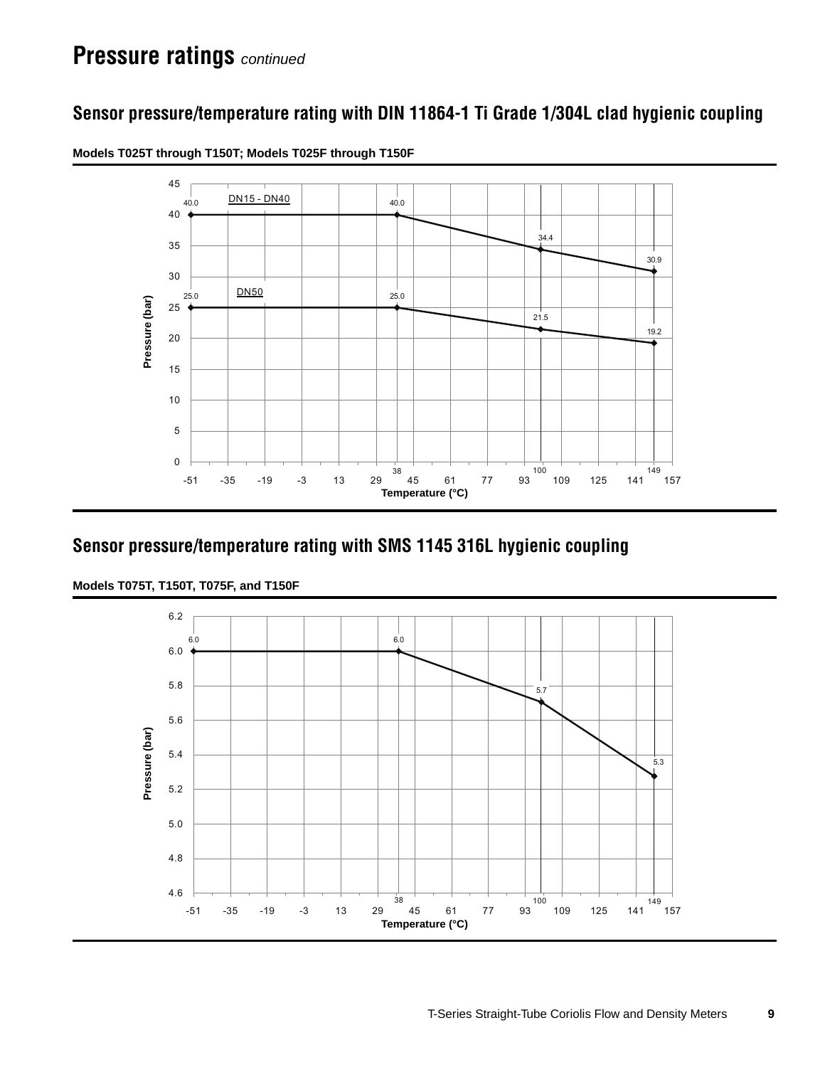# Pressure ratings *continued*

## Sensor pressure/temperature rating with DIN 11864-1 Ti Grade 1/304L clad hygienic coupling

**Models T025T through T150T; Models T025F through T150F**

| Temperature (°C) | DN15 - DN40 Pressure (bar) | DN50 Pressure (bar) |
|---|---|---|
| -51 | 40.0 | 25.0 |
| 38 | 40.0 | 25.0 |
| 100 | 34.4 | 21.5 |
| 149 | 30.9 | 19.2 |

## Sensor pressure/temperature rating with SMS 1145 316L hygienic coupling

**Models T075T, T150T, T075F, and T150F**

| Temperature (°C) | Pressure (bar) |
|---|---|
| -51 | 6.0 |
| 38 | 6.0 |
| 100 | 5.7 |
| 149 | 5.3 |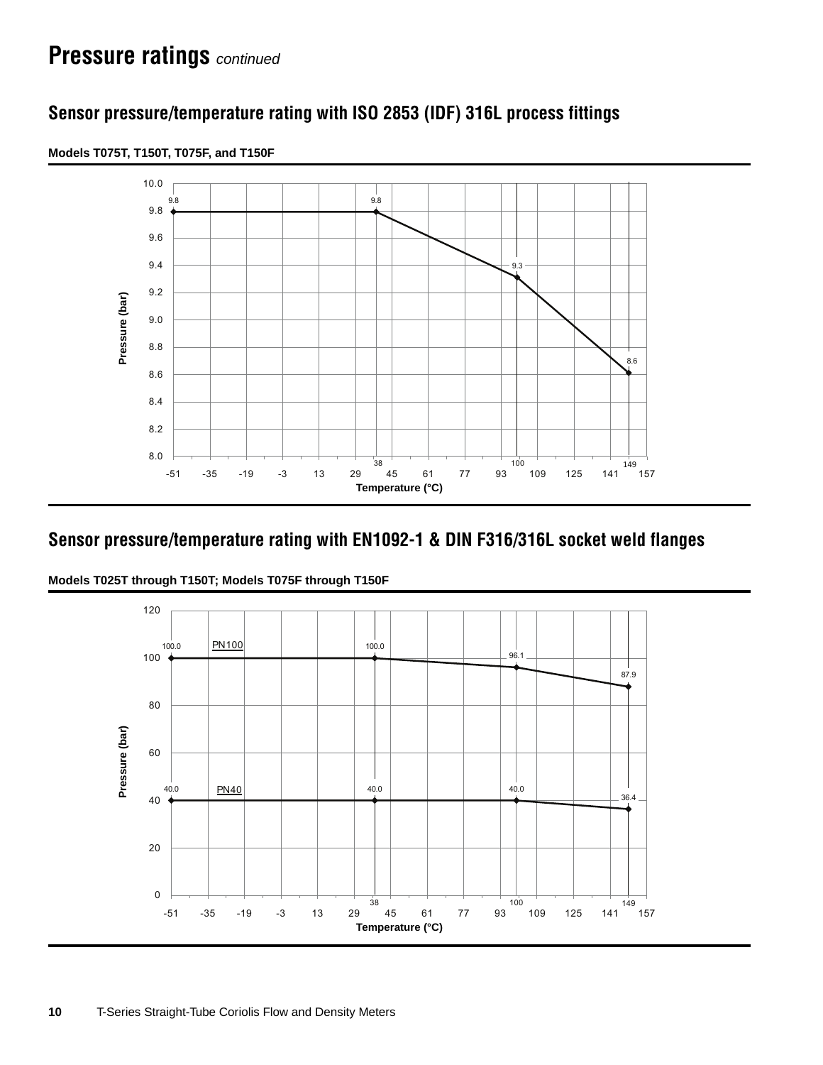# Pressure ratings *continued*

## Sensor pressure/temperature rating with ISO 2853 (IDF) 316L process fittings

**Models T075T, T150T, T075F, and T150F**

| Temperature (°C) | Pressure (bar) |
| --- | --- |
| -51 | 9.8 |
| 38 | 9.8 |
| 100 | 9.3 |
| 149 | 8.6 |

## Sensor pressure/temperature rating with EN1092-1 & DIN F316/316L socket weld flanges

**Models T025T through T150T; Models T075F through T150F**

| Temperature (°C) | PN100 Pressure (bar) | PN40 Pressure (bar) |
| --- | --- | --- |
| -51 | 100.0 | 40.0 |
| 38 | 100.0 | 40.0 |
| 100 | 96.1 | 40.0 |
| 149 | 87.9 | 36.4 |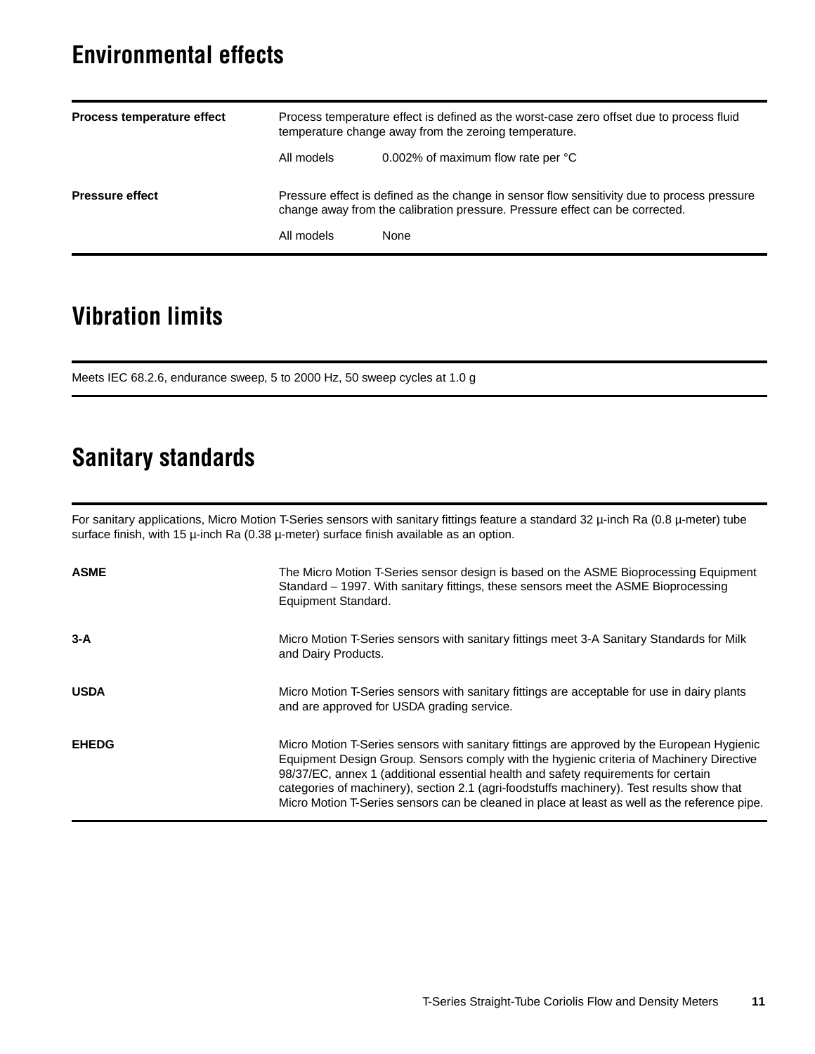## Environmental effects

| | |
|---|---|
| **Process temperature effect** | Process temperature effect is defined as the worst-case zero offset due to process fluid temperature change away from the zeroing temperature.<br>All models 0.002% of maximum flow rate per °C |
| **Pressure effect** | Pressure effect is defined as the change in sensor flow sensitivity due to process pressure change away from the calibration pressure. Pressure effect can be corrected.<br>All models None |

## Vibration limits

Meets IEC 68.2.6, endurance sweep, 5 to 2000 Hz, 50 sweep cycles at 1.0 g

## Sanitary standards

For sanitary applications, Micro Motion T-Series sensors with sanitary fittings feature a standard 32 µ-inch Ra (0.8 µ-meter) tube surface finish, with 15 µ-inch Ra (0.38 µ-meter) surface finish available as an option.

| | |
|---|---|
| **ASME** | The Micro Motion T-Series sensor design is based on the ASME Bioprocessing Equipment Standard – 1997. With sanitary fittings, these sensors meet the ASME Bioprocessing Equipment Standard. |
| **3-A** | Micro Motion T-Series sensors with sanitary fittings meet 3-A Sanitary Standards for Milk and Dairy Products. |
| **USDA** | Micro Motion T-Series sensors with sanitary fittings are acceptable for use in dairy plants and are approved for USDA grading service. |
| **EHEDG** | Micro Motion T-Series sensors with sanitary fittings are approved by the European Hygienic Equipment Design Group. Sensors comply with the hygienic criteria of Machinery Directive 98/37/EC, annex 1 (additional essential health and safety requirements for certain categories of machinery), section 2.1 (agri-foodstuffs machinery). Test results show that Micro Motion T-Series sensors can be cleaned in place at least as well as the reference pipe. |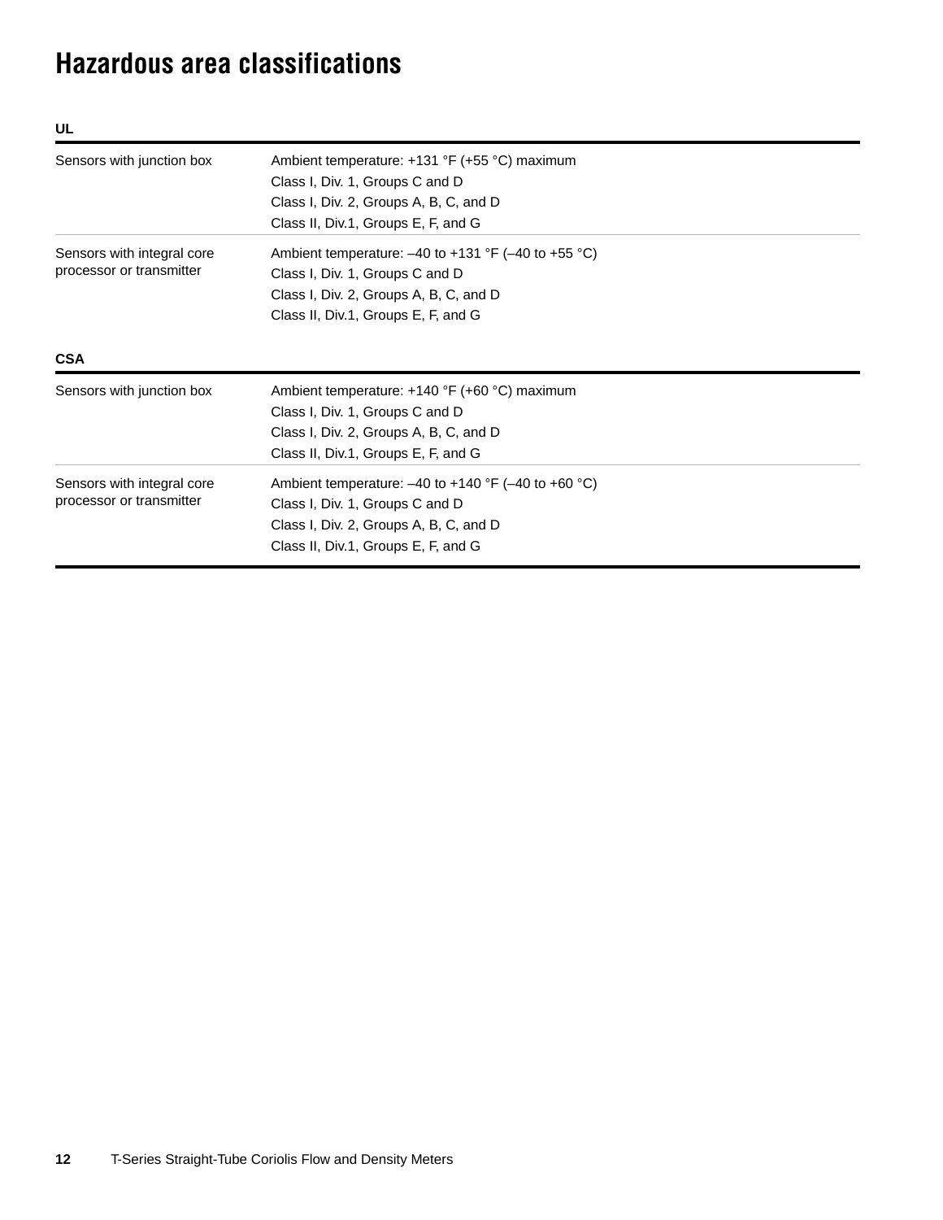# Hazardous area classifications

**UL**

| | |
|---|---|
| Sensors with junction box | Ambient temperature: +131 °F (+55 °C) maximum<br>Class I, Div. 1, Groups C and D<br>Class I, Div. 2, Groups A, B, C, and D<br>Class II, Div.1, Groups E, F, and G |
| Sensors with integral core processor or transmitter | Ambient temperature: –40 to +131 °F (–40 to +55 °C)<br>Class I, Div. 1, Groups C and D<br>Class I, Div. 2, Groups A, B, C, and D<br>Class II, Div.1, Groups E, F, and G |

**CSA**

| | |
|---|---|
| Sensors with junction box | Ambient temperature: +140 °F (+60 °C) maximum<br>Class I, Div. 1, Groups C and D<br>Class I, Div. 2, Groups A, B, C, and D<br>Class II, Div.1, Groups E, F, and G |
| Sensors with integral core processor or transmitter | Ambient temperature: –40 to +140 °F (–40 to +60 °C)<br>Class I, Div. 1, Groups C and D<br>Class I, Div. 2, Groups A, B, C, and D<br>Class II, Div.1, Groups E, F, and G |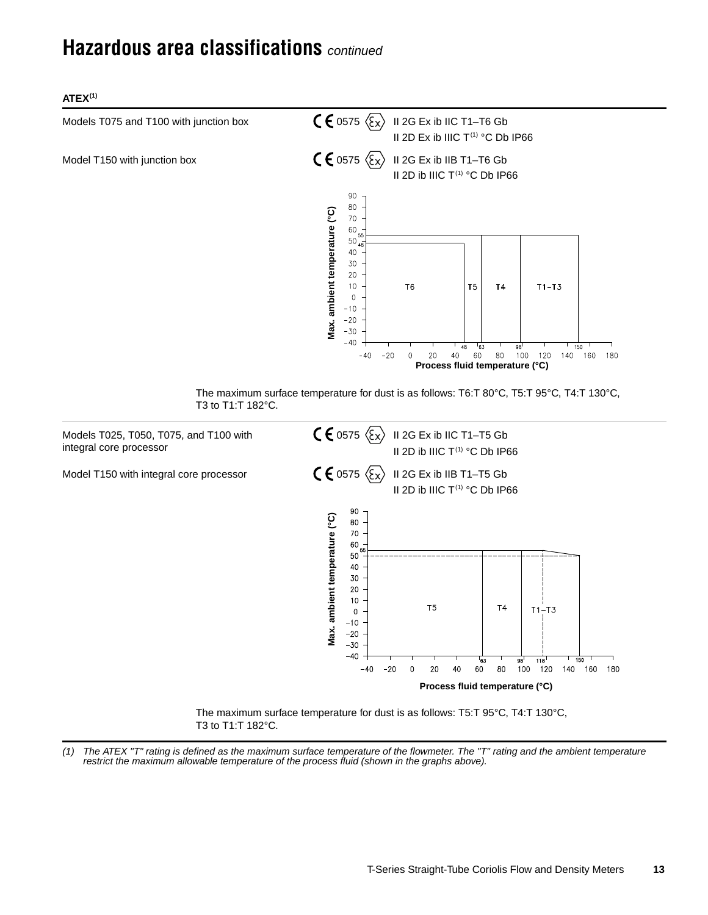# Hazardous area classifications *continued*

**ATEX**[1]

| | |
|---|---|
| Models T075 and T100 with junction box | CE 0575 Ex II 2G Ex ib IIC T1–T6 Gb<br>II 2D Ex ib IIIC T[1] °C Db IP66 |
| Model T150 with junction box | CE 0575 Ex II 2G Ex ib IIB T1–T6 Gb<br>II 2D ib IIIC T[1] °C Db IP66 |

The maximum surface temperature for dust is as follows: T6:T 80°C, T5:T 95°C, T4:T 130°C, T3 to T1:T 182°C.

| | |
|---|---|
| Models T025, T050, T075, and T100 with integral core processor | CE 0575 Ex II 2G Ex ib IIC T1–T5 Gb<br>II 2D ib IIIC T[1] °C Db IP66 |
| Model T150 with integral core processor | CE 0575 Ex II 2G Ex ib IIB T1–T5 Gb<br>II 2D ib IIIC T[1] °C Db IP66 |

The maximum surface temperature for dust is as follows: T5:T 95°C, T4:T 130°C, T3 to T1:T 182°C.

*(1) The ATEX "T" rating is defined as the maximum surface temperature of the flowmeter. The "T" rating and the ambient temperature restrict the maximum allowable temperature of the process fluid (shown in the graphs above).*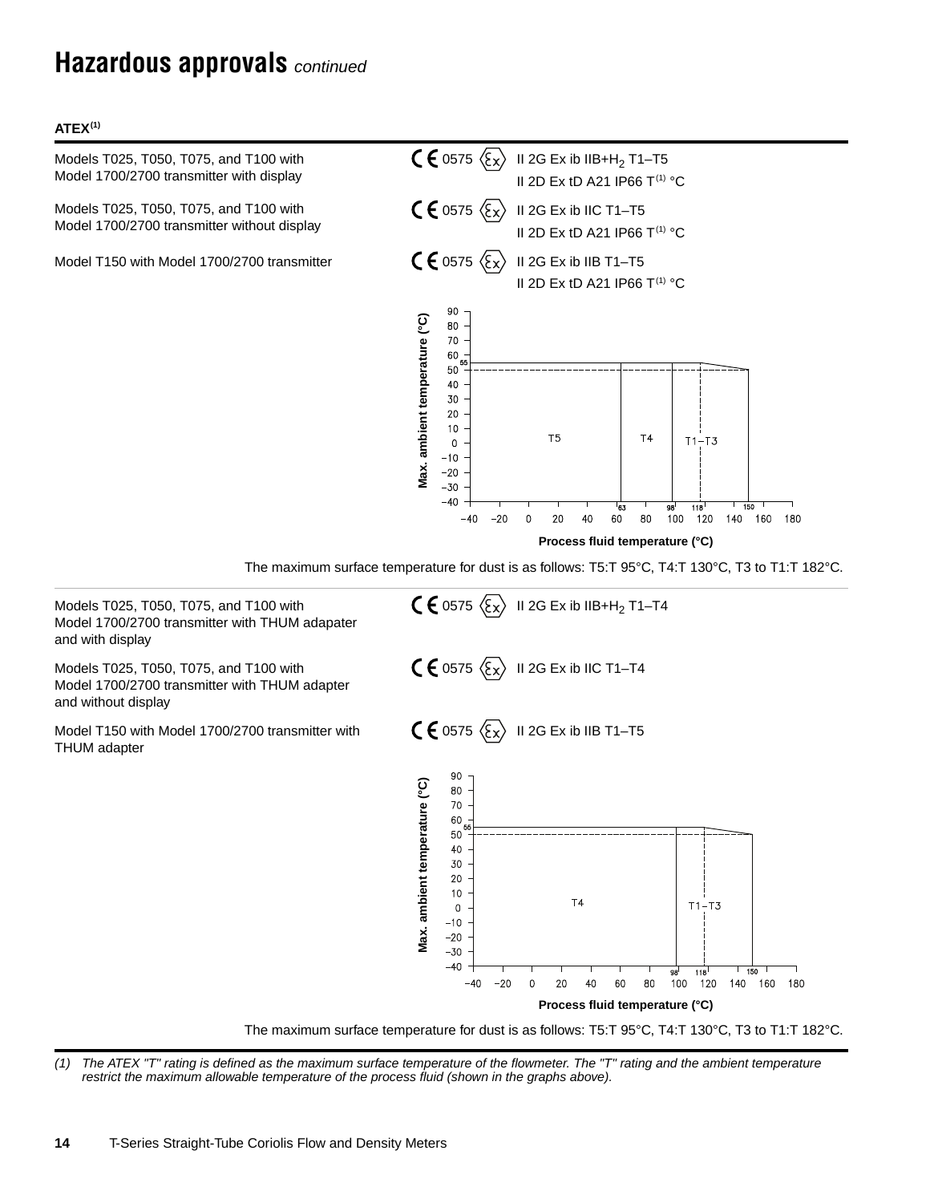# Hazardous approvals *continued*

**ATEX[1]**

| | |
|---|---|
| Models T025, T050, T075, and T100 with Model 1700/2700 transmitter with display | CE 0575 Ex II 2G Ex ib IIB+$H_2$ T1–T5<br>II 2D Ex tD A21 IP66 T[1] °C |
| Models T025, T050, T075, and T100 with Model 1700/2700 transmitter without display | CE 0575 Ex II 2G Ex ib IIC T1–T5<br>II 2D Ex tD A21 IP66 T[1] °C |
| Model T150 with Model 1700/2700 transmitter | CE 0575 Ex II 2G Ex ib IIB T1–T5<br>II 2D Ex tD A21 IP66 T[1] °C |

The maximum surface temperature for dust is as follows: T5:T 95°C, T4:T 130°C, T3 to T1:T 182°C.

| | |
|---|---|
| Models T025, T050, T075, and T100 with Model 1700/2700 transmitter with THUM adapater and with display | CE 0575 Ex II 2G Ex ib IIB+$H_2$ T1–T4 |
| Models T025, T050, T075, and T100 with Model 1700/2700 transmitter with THUM adapter and without display | CE 0575 Ex II 2G Ex ib IIC T1–T4 |
| Model T150 with Model 1700/2700 transmitter with THUM adapter | CE 0575 Ex II 2G Ex ib IIB T1–T5 |

The maximum surface temperature for dust is as follows: T5:T 95°C, T4:T 130°C, T3 to T1:T 182°C.

*(1) The ATEX "T" rating is defined as the maximum surface temperature of the flowmeter. The "T" rating and the ambient temperature restrict the maximum allowable temperature of the process fluid (shown in the graphs above).*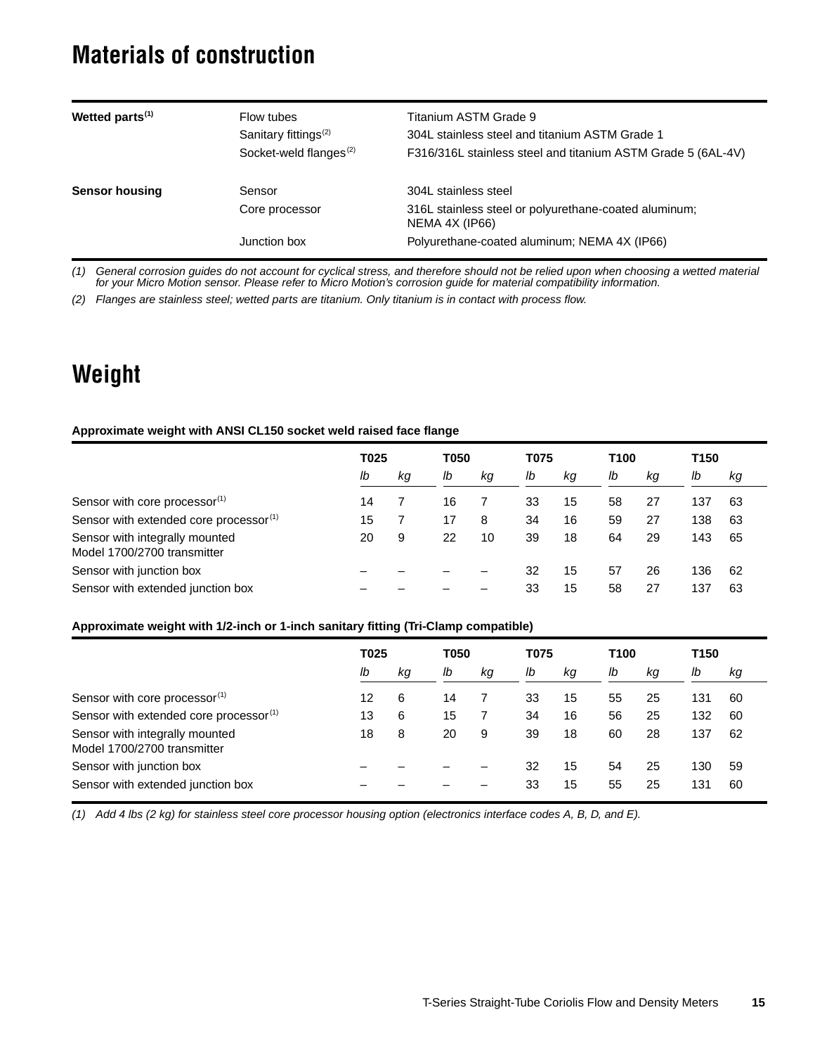# Materials of construction

| | | |
|---|---|---|
| **Wetted parts**(1) | Flow tubes | Titanium ASTM Grade 9 |
| | Sanitary fittings(2) | 304L stainless steel and titanium ASTM Grade 1 |
| | Socket-weld flanges(2) | F316/316L stainless steel and titanium ASTM Grade 5 (6AL-4V) |
| **Sensor housing** | Sensor | 304L stainless steel |
| | Core processor | 316L stainless steel or polyurethane-coated aluminum; NEMA 4X (IP66) |
| | Junction box | Polyurethane-coated aluminum; NEMA 4X (IP66) |

*(1) General corrosion guides do not account for cyclical stress, and therefore should not be relied upon when choosing a wetted material for your Micro Motion sensor. Please refer to Micro Motion's corrosion guide for material compatibility information.*

*(2) Flanges are stainless steel; wetted parts are titanium. Only titanium is in contact with process flow.*

# Weight

**Approximate weight with ANSI CL150 socket weld raised face flange**

| | T025 | | T050 | | T075 | | T100 | | T150 | |
|---|---|---|---|---|---|---|---|---|---|---|
| | *lb* | *kg* | *lb* | *kg* | *lb* | *kg* | *lb* | *kg* | *lb* | *kg* |
| Sensor with core processor(1) | 14 | 7 | 16 | 7 | 33 | 15 | 58 | 27 | 137 | 63 |
| Sensor with extended core processor(1) | 15 | 7 | 17 | 8 | 34 | 16 | 59 | 27 | 138 | 63 |
| Sensor with integrally mounted Model 1700/2700 transmitter | 20 | 9 | 22 | 10 | 39 | 18 | 64 | 29 | 143 | 65 |
| Sensor with junction box | – | – | – | – | 32 | 15 | 57 | 26 | 136 | 62 |
| Sensor with extended junction box | – | – | – | – | 33 | 15 | 58 | 27 | 137 | 63 |

**Approximate weight with 1/2-inch or 1-inch sanitary fitting (Tri-Clamp compatible)**

| | T025 | | T050 | | T075 | | T100 | | T150 | |
|---|---|---|---|---|---|---|---|---|---|---|
| | *lb* | *kg* | *lb* | *kg* | *lb* | *kg* | *lb* | *kg* | *lb* | *kg* |
| Sensor with core processor(1) | 12 | 6 | 14 | 7 | 33 | 15 | 55 | 25 | 131 | 60 |
| Sensor with extended core processor(1) | 13 | 6 | 15 | 7 | 34 | 16 | 56 | 25 | 132 | 60 |
| Sensor with integrally mounted Model 1700/2700 transmitter | 18 | 8 | 20 | 9 | 39 | 18 | 60 | 28 | 137 | 62 |
| Sensor with junction box | – | – | – | – | 32 | 15 | 54 | 25 | 130 | 59 |
| Sensor with extended junction box | – | – | – | – | 33 | 15 | 55 | 25 | 131 | 60 |

*(1) Add 4 lbs (2 kg) for stainless steel core processor housing option (electronics interface codes A, B, D, and E).*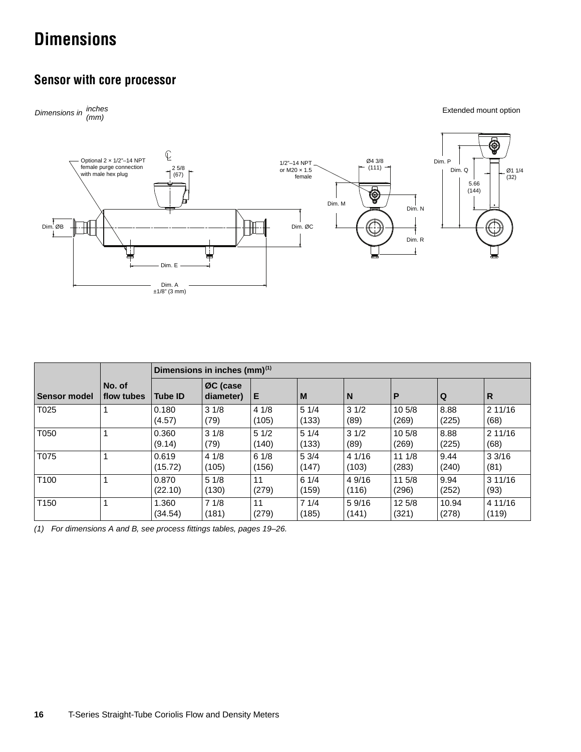# Dimensions

## Sensor with core processor

*Dimensions in inches (mm)*

Extended mount option

Optional 2 × 1/2"–14 NPT female purge connection with male hex plug

2 5/8 (67)

1/2"–14 NPT or M20 × 1.5 female

Ø4 3/8 (111)

Dim. P

Dim. Q

Ø1 1/4 (32)

5.66 (144)

Dim. M

Dim. N

Dim. ØB

Dim. ØC

Dim. R

Dim. E

Dim. A ±1/8" (3 mm)

| Sensor model | No. of flow tubes | Dimensions in inches (mm)(1) | | | | | | | |
|---|---|---|---|---|---|---|---|---|---|
| | | Tube ID | ØC (case diameter) | E | M | N | P | Q | R |
| T025 | 1 | 0.180 (4.57) | 3 1/8 (79) | 4 1/8 (105) | 5 1/4 (133) | 3 1/2 (89) | 10 5/8 (269) | 8.88 (225) | 2 11/16 (68) |
| T050 | 1 | 0.360 (9.14) | 3 1/8 (79) | 5 1/2 (140) | 5 1/4 (133) | 3 1/2 (89) | 10 5/8 (269) | 8.88 (225) | 2 11/16 (68) |
| T075 | 1 | 0.619 (15.72) | 4 1/8 (105) | 6 1/8 (156) | 5 3/4 (147) | 4 1/16 (103) | 11 1/8 (283) | 9.44 (240) | 3 3/16 (81) |
| T100 | 1 | 0.870 (22.10) | 5 1/8 (130) | 11 (279) | 6 1/4 (159) | 4 9/16 (116) | 11 5/8 (296) | 9.94 (252) | 3 11/16 (93) |
| T150 | 1 | 1.360 (34.54) | 7 1/8 (181) | 11 (279) | 7 1/4 (185) | 5 9/16 (141) | 12 5/8 (321) | 10.94 (278) | 4 11/16 (119) |

*(1) For dimensions A and B, see process fittings tables, pages 19–26.*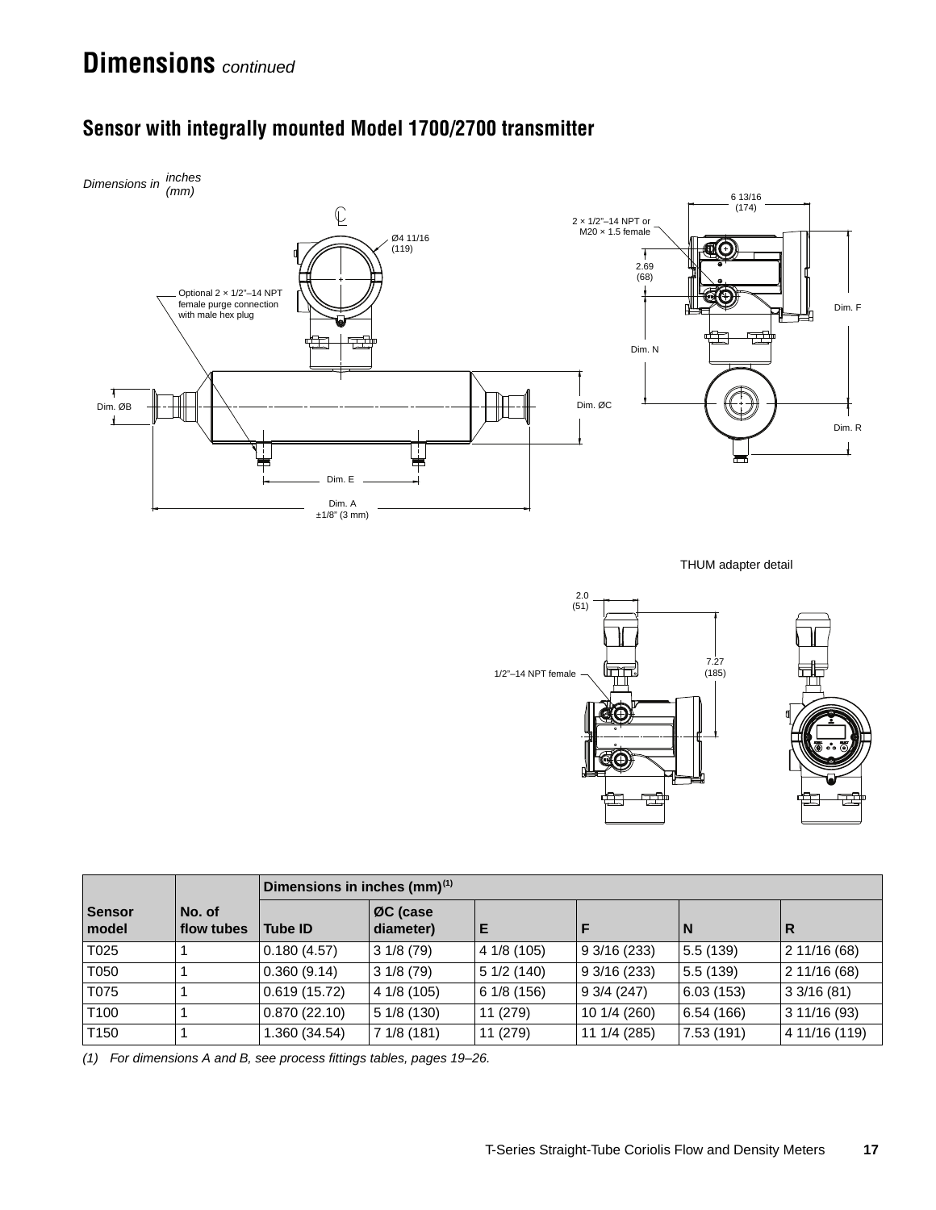# Dimensions *continued*

## Sensor with integrally mounted Model 1700/2700 transmitter

*Dimensions in inches (mm)*

| Sensor model | No. of flow tubes | Dimensions in inches (mm)[1] | | | | | |
|---|---|---|---|---|---|---|---|
| | | Tube ID | ØC (case diameter) | E | F | N | R |
| T025 | 1 | 0.180 (4.57) | 3 1/8 (79) | 4 1/8 (105) | 9 3/16 (233) | 5.5 (139) | 2 11/16 (68) |
| T050 | 1 | 0.360 (9.14) | 3 1/8 (79) | 5 1/2 (140) | 9 3/16 (233) | 5.5 (139) | 2 11/16 (68) |
| T075 | 1 | 0.619 (15.72) | 4 1/8 (105) | 6 1/8 (156) | 9 3/4 (247) | 6.03 (153) | 3 3/16 (81) |
| T100 | 1 | 0.870 (22.10) | 5 1/8 (130) | 11 (279) | 10 1/4 (260) | 6.54 (166) | 3 11/16 (93) |
| T150 | 1 | 1.360 (34.54) | 7 1/8 (181) | 11 (279) | 11 1/4 (285) | 7.53 (191) | 4 11/16 (119) |

*(1) For dimensions A and B, see process fittings tables, pages 19–26.*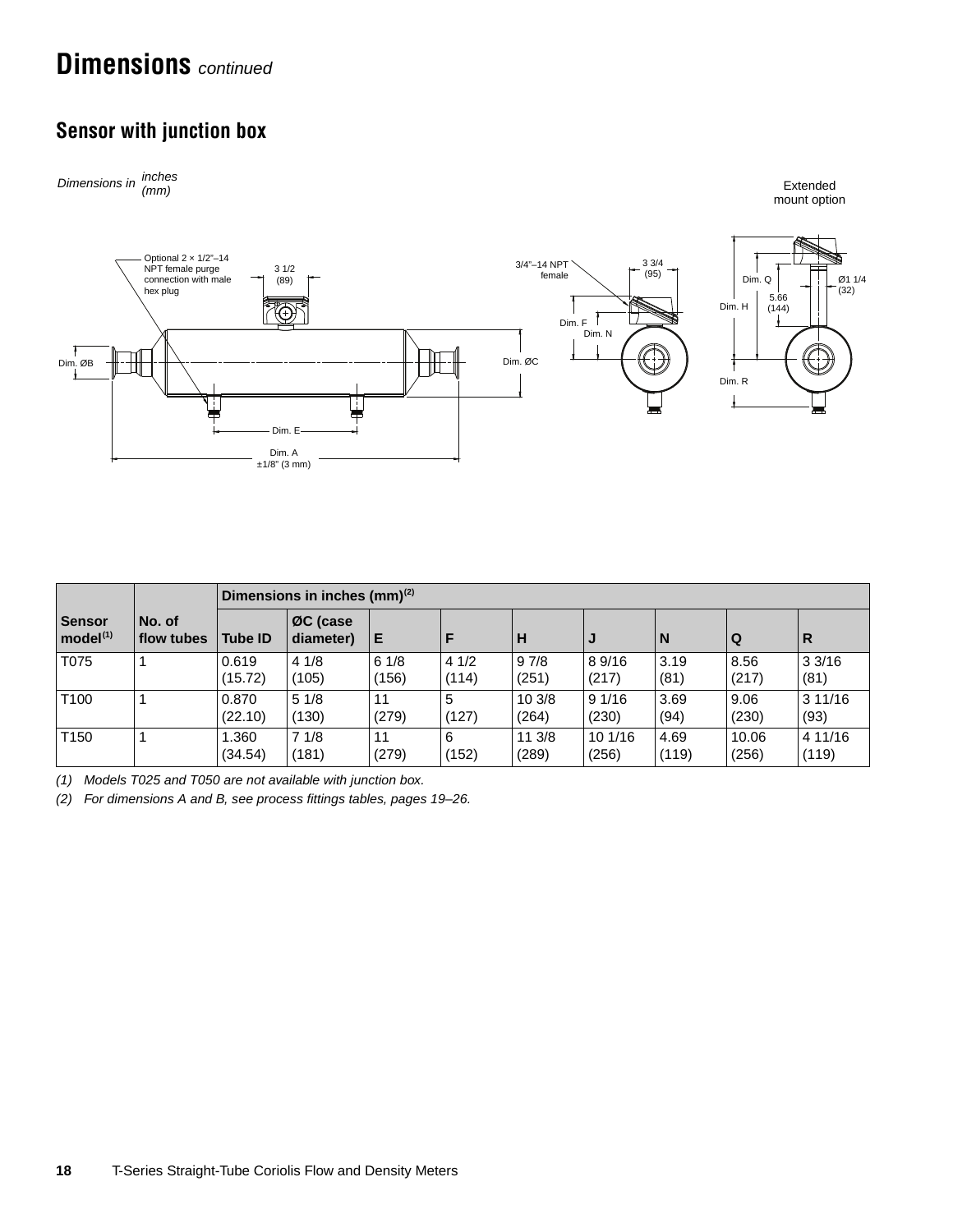# Dimensions *continued*

## Sensor with junction box

*Dimensions in inches (mm)*

Extended mount option

Optional 2 × 1/2"–14 NPT female purge connection with male hex plug

3 1/2 (89)

3/4"–14 NPT female

3 3/4 (95)

Dim. Q

Ø1 1/4 (32)

5.66 (144)

Dim. H

Dim. F

Dim. N

Dim. ØB

Dim. ØC

Dim. R

Dim. E

Dim. A ±1/8" (3 mm)

| Sensor model(1) | No. of flow tubes | Dimensions in inches (mm)(2) | | | | | | | | |
|---|---|---|---|---|---|---|---|---|---|---|
| | | Tube ID | ØC (case diameter) | E | F | H | J | N | Q | R |
| T075 | 1 | 0.619 (15.72) | 4 1/8 (105) | 6 1/8 (156) | 4 1/2 (114) | 9 7/8 (251) | 8 9/16 (217) | 3.19 (81) | 8.56 (217) | 3 3/16 (81) |
| T100 | 1 | 0.870 (22.10) | 5 1/8 (130) | 11 (279) | 5 (127) | 10 3/8 (264) | 9 1/16 (230) | 3.69 (94) | 9.06 (230) | 3 11/16 (93) |
| T150 | 1 | 1.360 (34.54) | 7 1/8 (181) | 11 (279) | 6 (152) | 11 3/8 (289) | 10 1/16 (256) | 4.69 (119) | 10.06 (256) | 4 11/16 (119) |

*(1) Models T025 and T050 are not available with junction box.*

*(2) For dimensions A and B, see process fittings tables, pages 19–26.*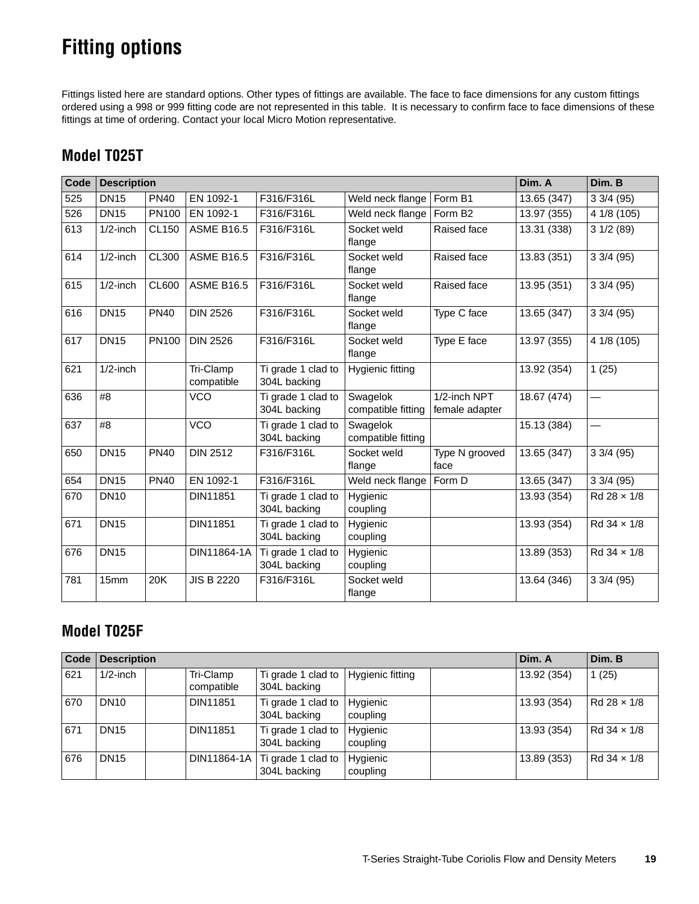# Fitting options

Fittings listed here are standard options. Other types of fittings are available. The face to face dimensions for any custom fittings ordered using a 998 or 999 fitting code are not represented in this table. It is necessary to confirm face to face dimensions of these fittings at time of ordering. Contact your local Micro Motion representative.

## Model T025T

| Code | Description | | | | | | Dim. A | Dim. B |
|---|---|---|---|---|---|---|---|---|
| 525 | DN15 | PN40 | EN 1092-1 | F316/F316L | Weld neck flange | Form B1 | 13.65 (347) | 3 3/4 (95) |
| 526 | DN15 | PN100 | EN 1092-1 | F316/F316L | Weld neck flange | Form B2 | 13.97 (355) | 4 1/8 (105) |
| 613 | 1/2-inch | CL150 | ASME B16.5 | F316/F316L | Socket weld flange | Raised face | 13.31 (338) | 3 1/2 (89) |
| 614 | 1/2-inch | CL300 | ASME B16.5 | F316/F316L | Socket weld flange | Raised face | 13.83 (351) | 3 3/4 (95) |
| 615 | 1/2-inch | CL600 | ASME B16.5 | F316/F316L | Socket weld flange | Raised face | 13.95 (351) | 3 3/4 (95) |
| 616 | DN15 | PN40 | DIN 2526 | F316/F316L | Socket weld flange | Type C face | 13.65 (347) | 3 3/4 (95) |
| 617 | DN15 | PN100 | DIN 2526 | F316/F316L | Socket weld flange | Type E face | 13.97 (355) | 4 1/8 (105) |
| 621 | 1/2-inch | | Tri-Clamp compatible | Ti grade 1 clad to 304L backing | Hygienic fitting | | 13.92 (354) | 1 (25) |
| 636 | #8 | | VCO | Ti grade 1 clad to 304L backing | Swagelok compatible fitting | 1/2-inch NPT female adapter | 18.67 (474) | — |
| 637 | #8 | | VCO | Ti grade 1 clad to 304L backing | Swagelok compatible fitting | | 15.13 (384) | — |
| 650 | DN15 | PN40 | DIN 2512 | F316/F316L | Socket weld flange | Type N grooved face | 13.65 (347) | 3 3/4 (95) |
| 654 | DN15 | PN40 | EN 1092-1 | F316/F316L | Weld neck flange | Form D | 13.65 (347) | 3 3/4 (95) |
| 670 | DN10 | | DIN11851 | Ti grade 1 clad to 304L backing | Hygienic coupling | | 13.93 (354) | Rd 28 × 1/8 |
| 671 | DN15 | | DIN11851 | Ti grade 1 clad to 304L backing | Hygienic coupling | | 13.93 (354) | Rd 34 × 1/8 |
| 676 | DN15 | | DIN11864-1A | Ti grade 1 clad to 304L backing | Hygienic coupling | | 13.89 (353) | Rd 34 × 1/8 |
| 781 | 15mm | 20K | JIS B 2220 | F316/F316L | Socket weld flange | | 13.64 (346) | 3 3/4 (95) |

## Model T025F

| Code | Description | | | | | | Dim. A | Dim. B |
|---|---|---|---|---|---|---|---|---|
| 621 | 1/2-inch | | Tri-Clamp compatible | Ti grade 1 clad to 304L backing | Hygienic fitting | | 13.92 (354) | 1 (25) |
| 670 | DN10 | | DIN11851 | Ti grade 1 clad to 304L backing | Hygienic coupling | | 13.93 (354) | Rd 28 × 1/8 |
| 671 | DN15 | | DIN11851 | Ti grade 1 clad to 304L backing | Hygienic coupling | | 13.93 (354) | Rd 34 × 1/8 |
| 676 | DN15 | | DIN11864-1A | Ti grade 1 clad to 304L backing | Hygienic coupling | | 13.89 (353) | Rd 34 × 1/8 |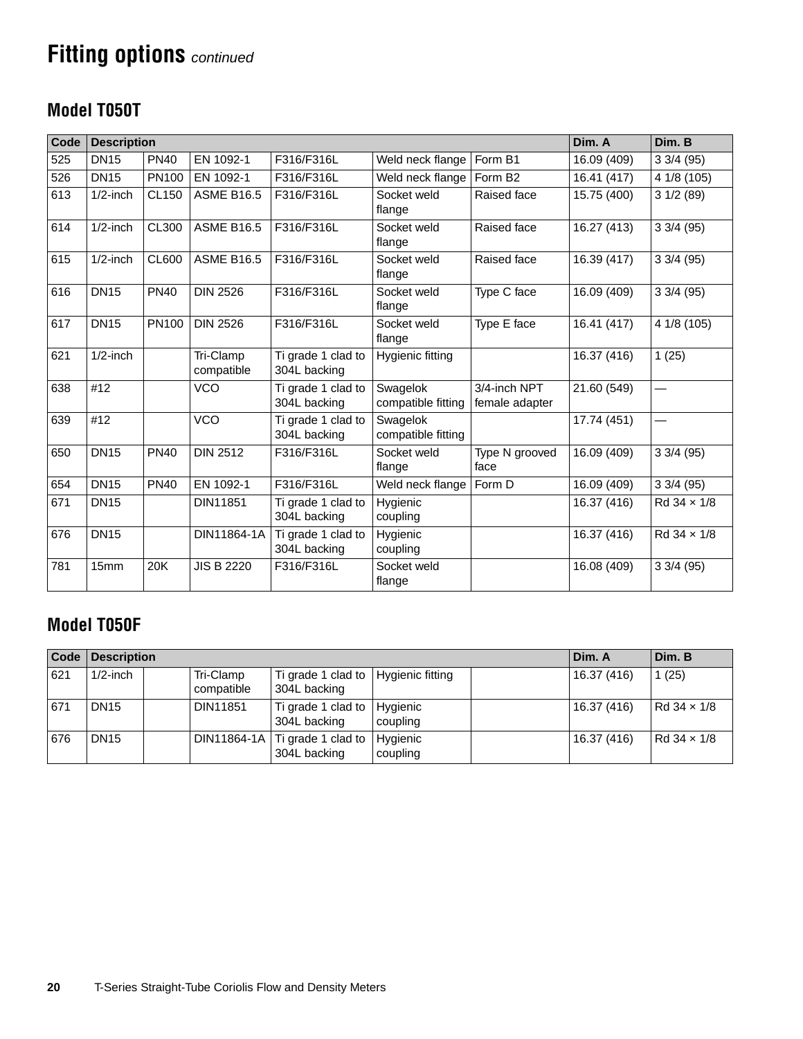# Fitting options *continued*

## Model T050T

| Code | Description | | | | | | Dim. A | Dim. B |
|---|---|---|---|---|---|---|---|---|
| 525 | DN15 | PN40 | EN 1092-1 | F316/F316L | Weld neck flange | Form B1 | 16.09 (409) | 3 3/4 (95) |
| 526 | DN15 | PN100 | EN 1092-1 | F316/F316L | Weld neck flange | Form B2 | 16.41 (417) | 4 1/8 (105) |
| 613 | 1/2-inch | CL150 | ASME B16.5 | F316/F316L | Socket weld flange | Raised face | 15.75 (400) | 3 1/2 (89) |
| 614 | 1/2-inch | CL300 | ASME B16.5 | F316/F316L | Socket weld flange | Raised face | 16.27 (413) | 3 3/4 (95) |
| 615 | 1/2-inch | CL600 | ASME B16.5 | F316/F316L | Socket weld flange | Raised face | 16.39 (417) | 3 3/4 (95) |
| 616 | DN15 | PN40 | DIN 2526 | F316/F316L | Socket weld flange | Type C face | 16.09 (409) | 3 3/4 (95) |
| 617 | DN15 | PN100 | DIN 2526 | F316/F316L | Socket weld flange | Type E face | 16.41 (417) | 4 1/8 (105) |
| 621 | 1/2-inch | | Tri-Clamp compatible | Ti grade 1 clad to 304L backing | Hygienic fitting | | 16.37 (416) | 1 (25) |
| 638 | #12 | | VCO | Ti grade 1 clad to 304L backing | Swagelok compatible fitting | 3/4-inch NPT female adapter | 21.60 (549) | — |
| 639 | #12 | | VCO | Ti grade 1 clad to 304L backing | Swagelok compatible fitting | | 17.74 (451) | — |
| 650 | DN15 | PN40 | DIN 2512 | F316/F316L | Socket weld flange | Type N grooved face | 16.09 (409) | 3 3/4 (95) |
| 654 | DN15 | PN40 | EN 1092-1 | F316/F316L | Weld neck flange | Form D | 16.09 (409) | 3 3/4 (95) |
| 671 | DN15 | | DIN11851 | Ti grade 1 clad to 304L backing | Hygienic coupling | | 16.37 (416) | Rd 34 × 1/8 |
| 676 | DN15 | | DIN11864-1A | Ti grade 1 clad to 304L backing | Hygienic coupling | | 16.37 (416) | Rd 34 × 1/8 |
| 781 | 15mm | 20K | JIS B 2220 | F316/F316L | Socket weld flange | | 16.08 (409) | 3 3/4 (95) |

## Model T050F

| Code | Description | | | | | | Dim. A | Dim. B |
|---|---|---|---|---|---|---|---|---|
| 621 | 1/2-inch | | Tri-Clamp compatible | Ti grade 1 clad to 304L backing | Hygienic fitting | | 16.37 (416) | 1 (25) |
| 671 | DN15 | | DIN11851 | Ti grade 1 clad to 304L backing | Hygienic coupling | | 16.37 (416) | Rd 34 × 1/8 |
| 676 | DN15 | | DIN11864-1A | Ti grade 1 clad to 304L backing | Hygienic coupling | | 16.37 (416) | Rd 34 × 1/8 |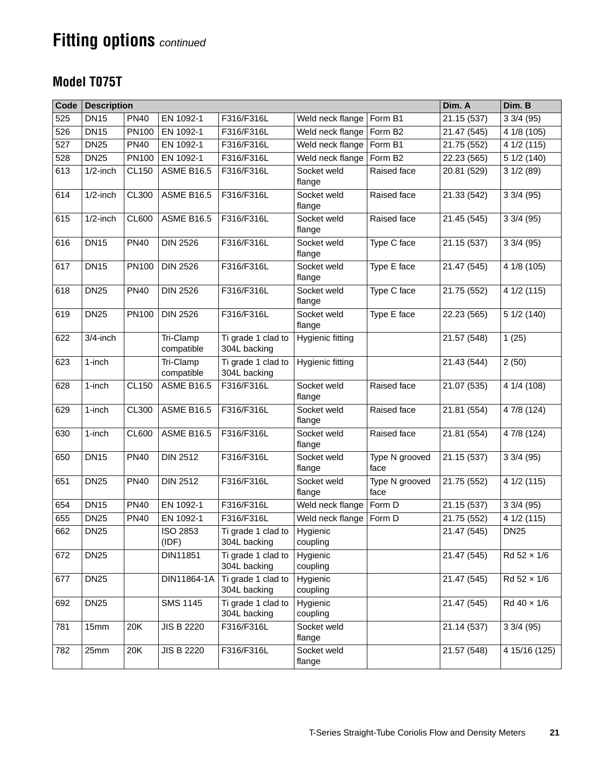# Fitting options *continued*

## Model T075T

| Code | Description | | | | | | Dim. A | Dim. B |
|---|---|---|---|---|---|---|---|---|
| 525 | DN15 | PN40 | EN 1092-1 | F316/F316L | Weld neck flange | Form B1 | 21.15 (537) | 3 3/4 (95) |
| 526 | DN15 | PN100 | EN 1092-1 | F316/F316L | Weld neck flange | Form B2 | 21.47 (545) | 4 1/8 (105) |
| 527 | DN25 | PN40 | EN 1092-1 | F316/F316L | Weld neck flange | Form B1 | 21.75 (552) | 4 1/2 (115) |
| 528 | DN25 | PN100 | EN 1092-1 | F316/F316L | Weld neck flange | Form B2 | 22.23 (565) | 5 1/2 (140) |
| 613 | 1/2-inch | CL150 | ASME B16.5 | F316/F316L | Socket weld flange | Raised face | 20.81 (529) | 3 1/2 (89) |
| 614 | 1/2-inch | CL300 | ASME B16.5 | F316/F316L | Socket weld flange | Raised face | 21.33 (542) | 3 3/4 (95) |
| 615 | 1/2-inch | CL600 | ASME B16.5 | F316/F316L | Socket weld flange | Raised face | 21.45 (545) | 3 3/4 (95) |
| 616 | DN15 | PN40 | DIN 2526 | F316/F316L | Socket weld flange | Type C face | 21.15 (537) | 3 3/4 (95) |
| 617 | DN15 | PN100 | DIN 2526 | F316/F316L | Socket weld flange | Type E face | 21.47 (545) | 4 1/8 (105) |
| 618 | DN25 | PN40 | DIN 2526 | F316/F316L | Socket weld flange | Type C face | 21.75 (552) | 4 1/2 (115) |
| 619 | DN25 | PN100 | DIN 2526 | F316/F316L | Socket weld flange | Type E face | 22.23 (565) | 5 1/2 (140) |
| 622 | 3/4-inch | | Tri-Clamp compatible | Ti grade 1 clad to 304L backing | Hygienic fitting | | 21.57 (548) | 1 (25) |
| 623 | 1-inch | | Tri-Clamp compatible | Ti grade 1 clad to 304L backing | Hygienic fitting | | 21.43 (544) | 2 (50) |
| 628 | 1-inch | CL150 | ASME B16.5 | F316/F316L | Socket weld flange | Raised face | 21.07 (535) | 4 1/4 (108) |
| 629 | 1-inch | CL300 | ASME B16.5 | F316/F316L | Socket weld flange | Raised face | 21.81 (554) | 4 7/8 (124) |
| 630 | 1-inch | CL600 | ASME B16.5 | F316/F316L | Socket weld flange | Raised face | 21.81 (554) | 4 7/8 (124) |
| 650 | DN15 | PN40 | DIN 2512 | F316/F316L | Socket weld flange | Type N grooved face | 21.15 (537) | 3 3/4 (95) |
| 651 | DN25 | PN40 | DIN 2512 | F316/F316L | Socket weld flange | Type N grooved face | 21.75 (552) | 4 1/2 (115) |
| 654 | DN15 | PN40 | EN 1092-1 | F316/F316L | Weld neck flange | Form D | 21.15 (537) | 3 3/4 (95) |
| 655 | DN25 | PN40 | EN 1092-1 | F316/F316L | Weld neck flange | Form D | 21.75 (552) | 4 1/2 (115) |
| 662 | DN25 | | ISO 2853 (IDF) | Ti grade 1 clad to 304L backing | Hygienic coupling | | 21.47 (545) | DN25 |
| 672 | DN25 | | DIN11851 | Ti grade 1 clad to 304L backing | Hygienic coupling | | 21.47 (545) | Rd 52 × 1/6 |
| 677 | DN25 | | DIN11864-1A | Ti grade 1 clad to 304L backing | Hygienic coupling | | 21.47 (545) | Rd 52 × 1/6 |
| 692 | DN25 | | SMS 1145 | Ti grade 1 clad to 304L backing | Hygienic coupling | | 21.47 (545) | Rd 40 × 1/6 |
| 781 | 15mm | 20K | JIS B 2220 | F316/F316L | Socket weld flange | | 21.14 (537) | 3 3/4 (95) |
| 782 | 25mm | 20K | JIS B 2220 | F316/F316L | Socket weld flange | | 21.57 (548) | 4 15/16 (125) |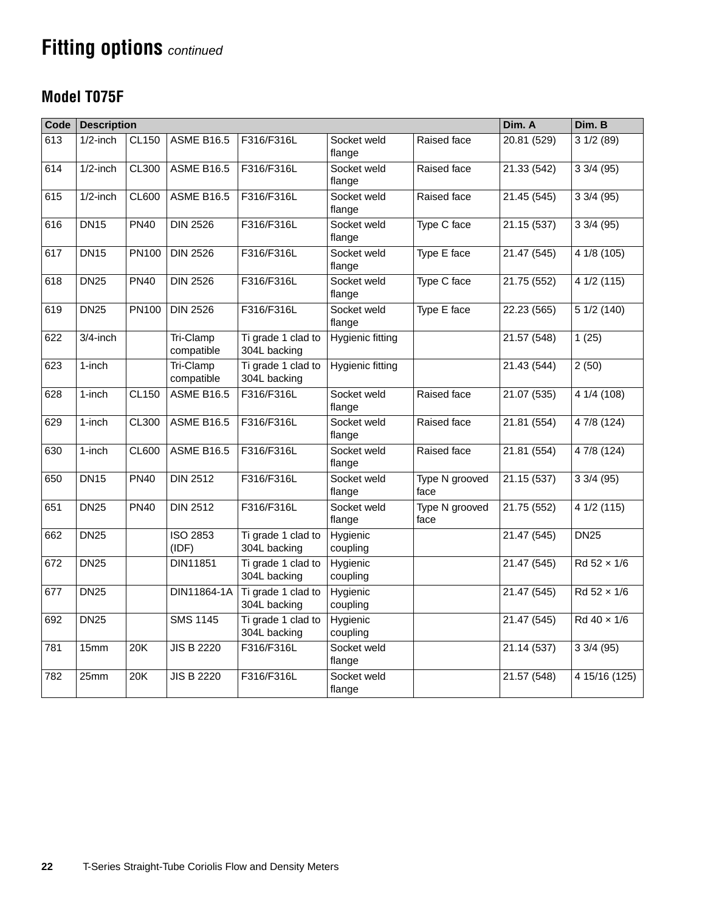# Fitting options *continued*

## Model T075F

| Code | Description | | | | | | Dim. A | Dim. B |
|---|---|---|---|---|---|---|---|---|
| 613 | 1/2-inch | CL150 | ASME B16.5 | F316/F316L | Socket weld flange | Raised face | 20.81 (529) | 3 1/2 (89) |
| 614 | 1/2-inch | CL300 | ASME B16.5 | F316/F316L | Socket weld flange | Raised face | 21.33 (542) | 3 3/4 (95) |
| 615 | 1/2-inch | CL600 | ASME B16.5 | F316/F316L | Socket weld flange | Raised face | 21.45 (545) | 3 3/4 (95) |
| 616 | DN15 | PN40 | DIN 2526 | F316/F316L | Socket weld flange | Type C face | 21.15 (537) | 3 3/4 (95) |
| 617 | DN15 | PN100 | DIN 2526 | F316/F316L | Socket weld flange | Type E face | 21.47 (545) | 4 1/8 (105) |
| 618 | DN25 | PN40 | DIN 2526 | F316/F316L | Socket weld flange | Type C face | 21.75 (552) | 4 1/2 (115) |
| 619 | DN25 | PN100 | DIN 2526 | F316/F316L | Socket weld flange | Type E face | 22.23 (565) | 5 1/2 (140) |
| 622 | 3/4-inch | | Tri-Clamp compatible | Ti grade 1 clad to 304L backing | Hygienic fitting | | 21.57 (548) | 1 (25) |
| 623 | 1-inch | | Tri-Clamp compatible | Ti grade 1 clad to 304L backing | Hygienic fitting | | 21.43 (544) | 2 (50) |
| 628 | 1-inch | CL150 | ASME B16.5 | F316/F316L | Socket weld flange | Raised face | 21.07 (535) | 4 1/4 (108) |
| 629 | 1-inch | CL300 | ASME B16.5 | F316/F316L | Socket weld flange | Raised face | 21.81 (554) | 4 7/8 (124) |
| 630 | 1-inch | CL600 | ASME B16.5 | F316/F316L | Socket weld flange | Raised face | 21.81 (554) | 4 7/8 (124) |
| 650 | DN15 | PN40 | DIN 2512 | F316/F316L | Socket weld flange | Type N grooved face | 21.15 (537) | 3 3/4 (95) |
| 651 | DN25 | PN40 | DIN 2512 | F316/F316L | Socket weld flange | Type N grooved face | 21.75 (552) | 4 1/2 (115) |
| 662 | DN25 | | ISO 2853 (IDF) | Ti grade 1 clad to 304L backing | Hygienic coupling | | 21.47 (545) | DN25 |
| 672 | DN25 | | DIN11851 | Ti grade 1 clad to 304L backing | Hygienic coupling | | 21.47 (545) | Rd 52 × 1/6 |
| 677 | DN25 | | DIN11864-1A | Ti grade 1 clad to 304L backing | Hygienic coupling | | 21.47 (545) | Rd 52 × 1/6 |
| 692 | DN25 | | SMS 1145 | Ti grade 1 clad to 304L backing | Hygienic coupling | | 21.47 (545) | Rd 40 × 1/6 |
| 781 | 15mm | 20K | JIS B 2220 | F316/F316L | Socket weld flange | | 21.14 (537) | 3 3/4 (95) |
| 782 | 25mm | 20K | JIS B 2220 | F316/F316L | Socket weld flange | | 21.57 (548) | 4 15/16 (125) |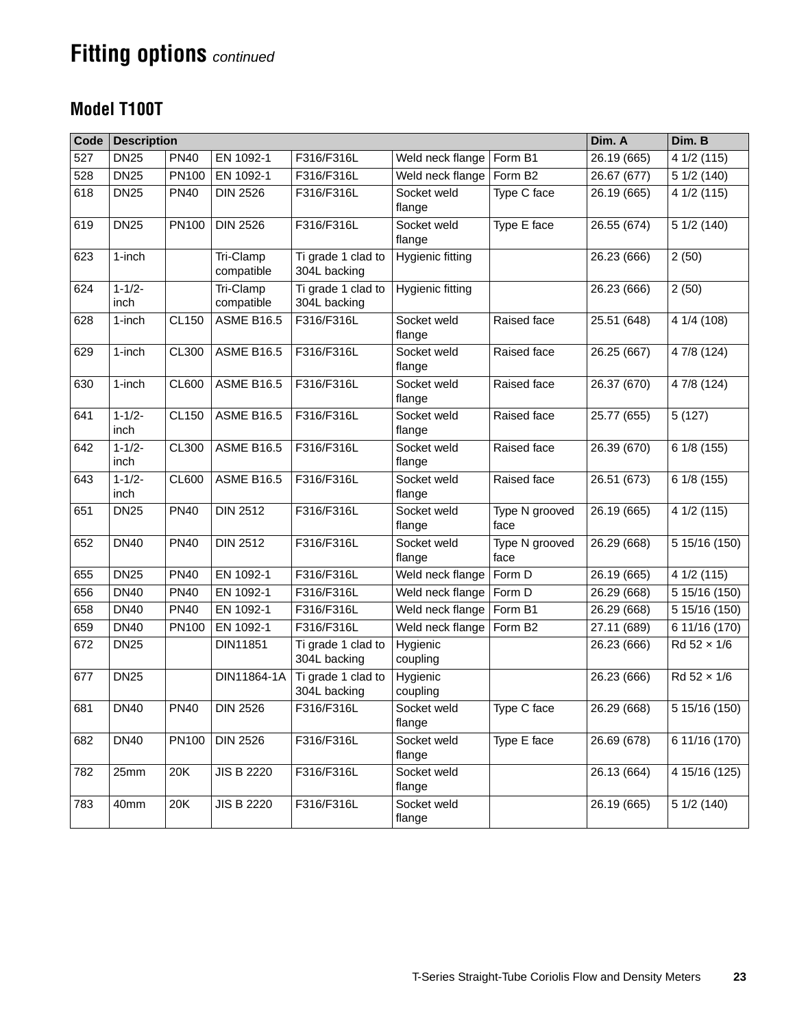# Fitting options *continued*

## Model T100T

| Code | Description | | | | | | Dim. A | Dim. B |
|---|---|---|---|---|---|---|---|---|
| 527 | DN25 | PN40 | EN 1092-1 | F316/F316L | Weld neck flange | Form B1 | 26.19 (665) | 4 1/2 (115) |
| 528 | DN25 | PN100 | EN 1092-1 | F316/F316L | Weld neck flange | Form B2 | 26.67 (677) | 5 1/2 (140) |
| 618 | DN25 | PN40 | DIN 2526 | F316/F316L | Socket weld flange | Type C face | 26.19 (665) | 4 1/2 (115) |
| 619 | DN25 | PN100 | DIN 2526 | F316/F316L | Socket weld flange | Type E face | 26.55 (674) | 5 1/2 (140) |
| 623 | 1-inch | | Tri-Clamp compatible | Ti grade 1 clad to 304L backing | Hygienic fitting | | 26.23 (666) | 2 (50) |
| 624 | 1-1/2-inch | | Tri-Clamp compatible | Ti grade 1 clad to 304L backing | Hygienic fitting | | 26.23 (666) | 2 (50) |
| 628 | 1-inch | CL150 | ASME B16.5 | F316/F316L | Socket weld flange | Raised face | 25.51 (648) | 4 1/4 (108) |
| 629 | 1-inch | CL300 | ASME B16.5 | F316/F316L | Socket weld flange | Raised face | 26.25 (667) | 4 7/8 (124) |
| 630 | 1-inch | CL600 | ASME B16.5 | F316/F316L | Socket weld flange | Raised face | 26.37 (670) | 4 7/8 (124) |
| 641 | 1-1/2-inch | CL150 | ASME B16.5 | F316/F316L | Socket weld flange | Raised face | 25.77 (655) | 5 (127) |
| 642 | 1-1/2-inch | CL300 | ASME B16.5 | F316/F316L | Socket weld flange | Raised face | 26.39 (670) | 6 1/8 (155) |
| 643 | 1-1/2-inch | CL600 | ASME B16.5 | F316/F316L | Socket weld flange | Raised face | 26.51 (673) | 6 1/8 (155) |
| 651 | DN25 | PN40 | DIN 2512 | F316/F316L | Socket weld flange | Type N grooved face | 26.19 (665) | 4 1/2 (115) |
| 652 | DN40 | PN40 | DIN 2512 | F316/F316L | Socket weld flange | Type N grooved face | 26.29 (668) | 5 15/16 (150) |
| 655 | DN25 | PN40 | EN 1092-1 | F316/F316L | Weld neck flange | Form D | 26.19 (665) | 4 1/2 (115) |
| 656 | DN40 | PN40 | EN 1092-1 | F316/F316L | Weld neck flange | Form D | 26.29 (668) | 5 15/16 (150) |
| 658 | DN40 | PN40 | EN 1092-1 | F316/F316L | Weld neck flange | Form B1 | 26.29 (668) | 5 15/16 (150) |
| 659 | DN40 | PN100 | EN 1092-1 | F316/F316L | Weld neck flange | Form B2 | 27.11 (689) | 6 11/16 (170) |
| 672 | DN25 | | DIN11851 | Ti grade 1 clad to 304L backing | Hygienic coupling | | 26.23 (666) | Rd 52 × 1/6 |
| 677 | DN25 | | DIN11864-1A | Ti grade 1 clad to 304L backing | Hygienic coupling | | 26.23 (666) | Rd 52 × 1/6 |
| 681 | DN40 | PN40 | DIN 2526 | F316/F316L | Socket weld flange | Type C face | 26.29 (668) | 5 15/16 (150) |
| 682 | DN40 | PN100 | DIN 2526 | F316/F316L | Socket weld flange | Type E face | 26.69 (678) | 6 11/16 (170) |
| 782 | 25mm | 20K | JIS B 2220 | F316/F316L | Socket weld flange | | 26.13 (664) | 4 15/16 (125) |
| 783 | 40mm | 20K | JIS B 2220 | F316/F316L | Socket weld flange | | 26.19 (665) | 5 1/2 (140) |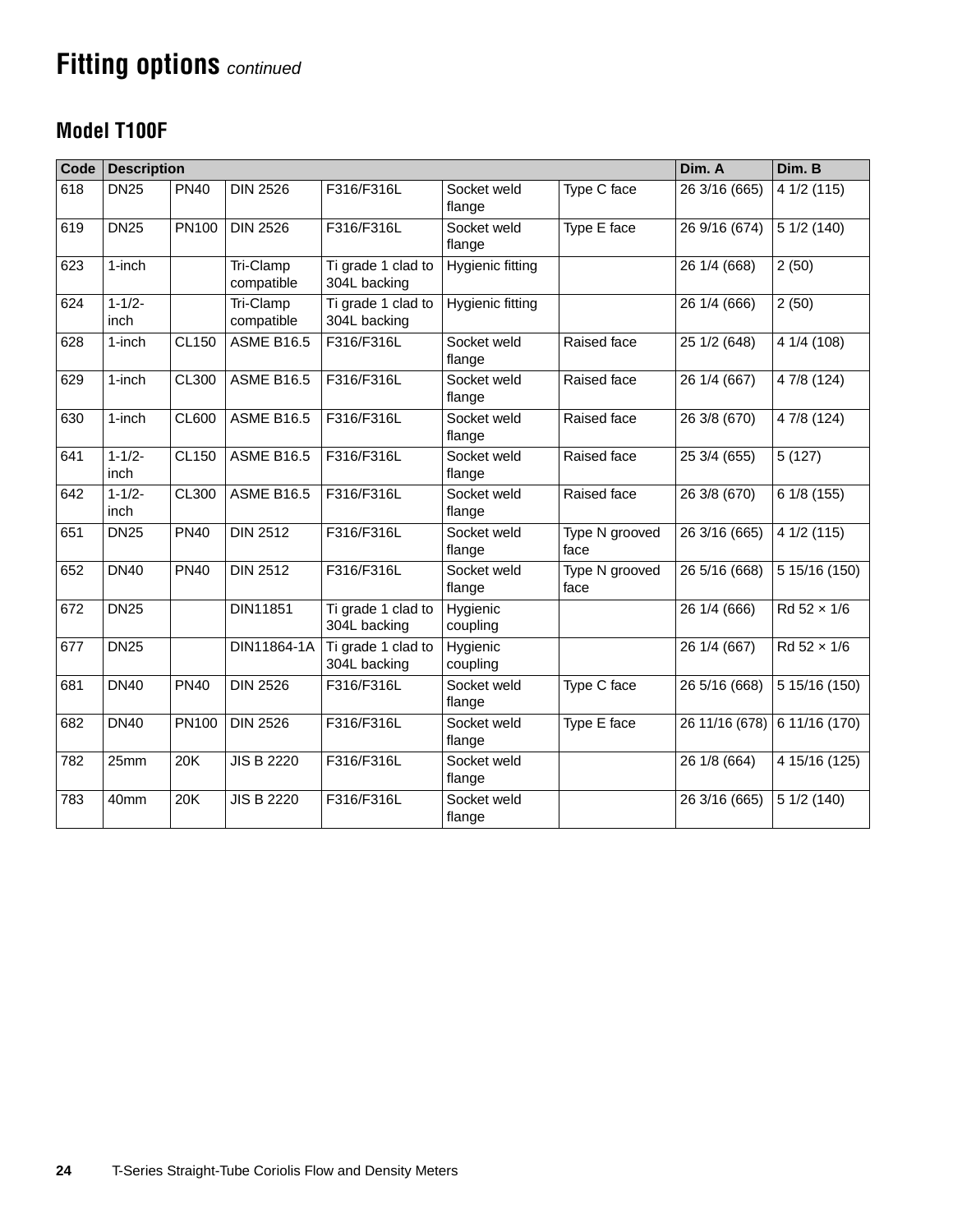# Fitting options *continued*

## Model T100F

| Code | Description | | | | | | Dim. A | Dim. B |
|---|---|---|---|---|---|---|---|---|
| 618 | DN25 | PN40 | DIN 2526 | F316/F316L | Socket weld flange | Type C face | 26 3/16 (665) | 4 1/2 (115) |
| 619 | DN25 | PN100 | DIN 2526 | F316/F316L | Socket weld flange | Type E face | 26 9/16 (674) | 5 1/2 (140) |
| 623 | 1-inch | | Tri-Clamp compatible | Ti grade 1 clad to 304L backing | Hygienic fitting | | 26 1/4 (668) | 2 (50) |
| 624 | 1-1/2-inch | | Tri-Clamp compatible | Ti grade 1 clad to 304L backing | Hygienic fitting | | 26 1/4 (666) | 2 (50) |
| 628 | 1-inch | CL150 | ASME B16.5 | F316/F316L | Socket weld flange | Raised face | 25 1/2 (648) | 4 1/4 (108) |
| 629 | 1-inch | CL300 | ASME B16.5 | F316/F316L | Socket weld flange | Raised face | 26 1/4 (667) | 4 7/8 (124) |
| 630 | 1-inch | CL600 | ASME B16.5 | F316/F316L | Socket weld flange | Raised face | 26 3/8 (670) | 4 7/8 (124) |
| 641 | 1-1/2-inch | CL150 | ASME B16.5 | F316/F316L | Socket weld flange | Raised face | 25 3/4 (655) | 5 (127) |
| 642 | 1-1/2-inch | CL300 | ASME B16.5 | F316/F316L | Socket weld flange | Raised face | 26 3/8 (670) | 6 1/8 (155) |
| 651 | DN25 | PN40 | DIN 2512 | F316/F316L | Socket weld flange | Type N grooved face | 26 3/16 (665) | 4 1/2 (115) |
| 652 | DN40 | PN40 | DIN 2512 | F316/F316L | Socket weld flange | Type N grooved face | 26 5/16 (668) | 5 15/16 (150) |
| 672 | DN25 | | DIN11851 | Ti grade 1 clad to 304L backing | Hygienic coupling | | 26 1/4 (666) | Rd 52 × 1/6 |
| 677 | DN25 | | DIN11864-1A | Ti grade 1 clad to 304L backing | Hygienic coupling | | 26 1/4 (667) | Rd 52 × 1/6 |
| 681 | DN40 | PN40 | DIN 2526 | F316/F316L | Socket weld flange | Type C face | 26 5/16 (668) | 5 15/16 (150) |
| 682 | DN40 | PN100 | DIN 2526 | F316/F316L | Socket weld flange | Type E face | 26 11/16 (678) | 6 11/16 (170) |
| 782 | 25mm | 20K | JIS B 2220 | F316/F316L | Socket weld flange | | 26 1/8 (664) | 4 15/16 (125) |
| 783 | 40mm | 20K | JIS B 2220 | F316/F316L | Socket weld flange | | 26 3/16 (665) | 5 1/2 (140) |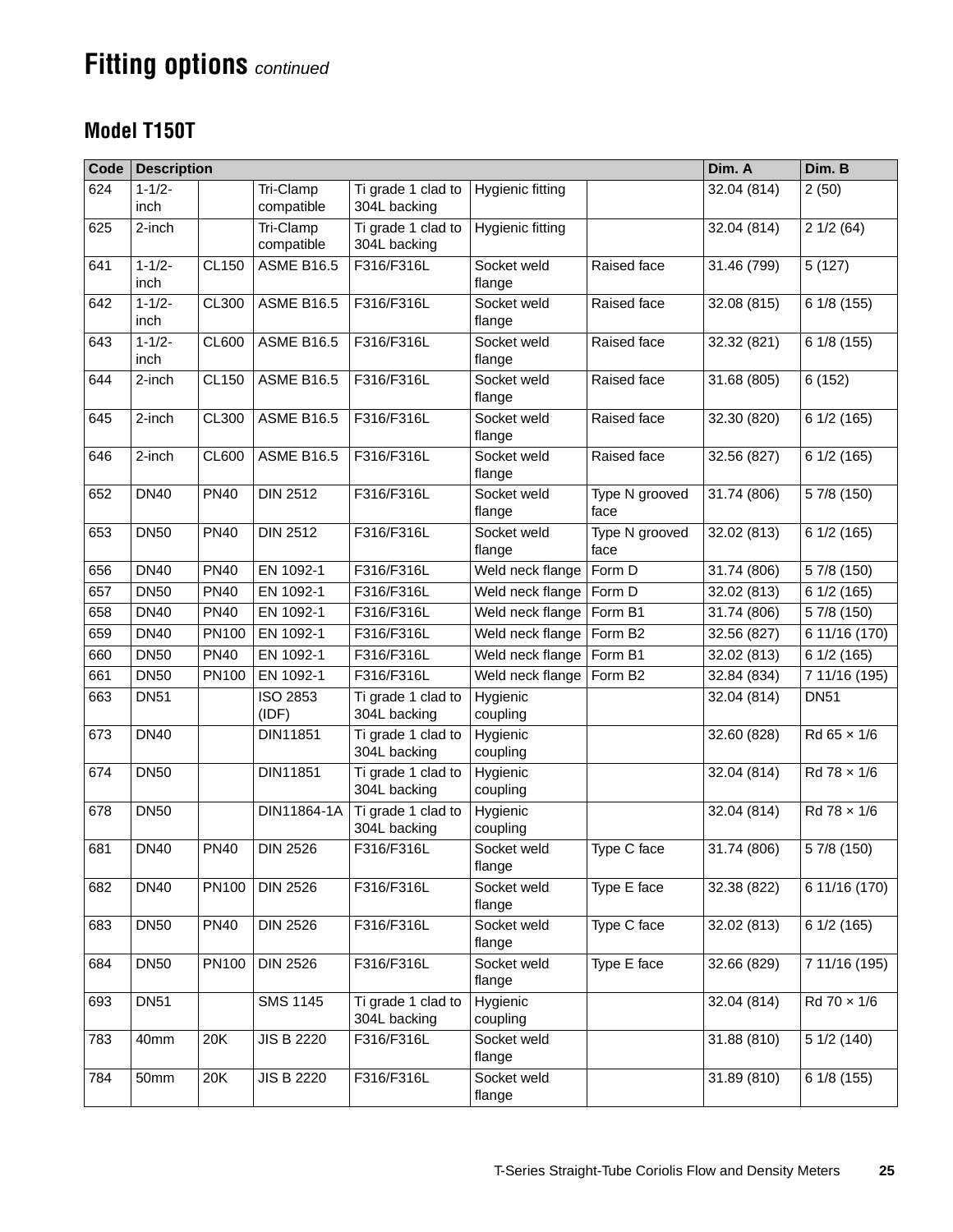# Fitting options *continued*

## Model T150T

| Code | Description | | | | | | Dim. A | Dim. B |
|---|---|---|---|---|---|---|---|---|
| 624 | 1-1/2-inch | | Tri-Clamp compatible | Ti grade 1 clad to 304L backing | Hygienic fitting | | 32.04 (814) | 2 (50) |
| 625 | 2-inch | | Tri-Clamp compatible | Ti grade 1 clad to 304L backing | Hygienic fitting | | 32.04 (814) | 2 1/2 (64) |
| 641 | 1-1/2-inch | CL150 | ASME B16.5 | F316/F316L | Socket weld flange | Raised face | 31.46 (799) | 5 (127) |
| 642 | 1-1/2-inch | CL300 | ASME B16.5 | F316/F316L | Socket weld flange | Raised face | 32.08 (815) | 6 1/8 (155) |
| 643 | 1-1/2-inch | CL600 | ASME B16.5 | F316/F316L | Socket weld flange | Raised face | 32.32 (821) | 6 1/8 (155) |
| 644 | 2-inch | CL150 | ASME B16.5 | F316/F316L | Socket weld flange | Raised face | 31.68 (805) | 6 (152) |
| 645 | 2-inch | CL300 | ASME B16.5 | F316/F316L | Socket weld flange | Raised face | 32.30 (820) | 6 1/2 (165) |
| 646 | 2-inch | CL600 | ASME B16.5 | F316/F316L | Socket weld flange | Raised face | 32.56 (827) | 6 1/2 (165) |
| 652 | DN40 | PN40 | DIN 2512 | F316/F316L | Socket weld flange | Type N grooved face | 31.74 (806) | 5 7/8 (150) |
| 653 | DN50 | PN40 | DIN 2512 | F316/F316L | Socket weld flange | Type N grooved face | 32.02 (813) | 6 1/2 (165) |
| 656 | DN40 | PN40 | EN 1092-1 | F316/F316L | Weld neck flange | Form D | 31.74 (806) | 5 7/8 (150) |
| 657 | DN50 | PN40 | EN 1092-1 | F316/F316L | Weld neck flange | Form D | 32.02 (813) | 6 1/2 (165) |
| 658 | DN40 | PN40 | EN 1092-1 | F316/F316L | Weld neck flange | Form B1 | 31.74 (806) | 5 7/8 (150) |
| 659 | DN40 | PN100 | EN 1092-1 | F316/F316L | Weld neck flange | Form B2 | 32.56 (827) | 6 11/16 (170) |
| 660 | DN50 | PN40 | EN 1092-1 | F316/F316L | Weld neck flange | Form B1 | 32.02 (813) | 6 1/2 (165) |
| 661 | DN50 | PN100 | EN 1092-1 | F316/F316L | Weld neck flange | Form B2 | 32.84 (834) | 7 11/16 (195) |
| 663 | DN51 | | ISO 2853 (IDF) | Ti grade 1 clad to 304L backing | Hygienic coupling | | 32.04 (814) | DN51 |
| 673 | DN40 | | DIN11851 | Ti grade 1 clad to 304L backing | Hygienic coupling | | 32.60 (828) | Rd 65 × 1/6 |
| 674 | DN50 | | DIN11851 | Ti grade 1 clad to 304L backing | Hygienic coupling | | 32.04 (814) | Rd 78 × 1/6 |
| 678 | DN50 | | DIN11864-1A | Ti grade 1 clad to 304L backing | Hygienic coupling | | 32.04 (814) | Rd 78 × 1/6 |
| 681 | DN40 | PN40 | DIN 2526 | F316/F316L | Socket weld flange | Type C face | 31.74 (806) | 5 7/8 (150) |
| 682 | DN40 | PN100 | DIN 2526 | F316/F316L | Socket weld flange | Type E face | 32.38 (822) | 6 11/16 (170) |
| 683 | DN50 | PN40 | DIN 2526 | F316/F316L | Socket weld flange | Type C face | 32.02 (813) | 6 1/2 (165) |
| 684 | DN50 | PN100 | DIN 2526 | F316/F316L | Socket weld flange | Type E face | 32.66 (829) | 7 11/16 (195) |
| 693 | DN51 | | SMS 1145 | Ti grade 1 clad to 304L backing | Hygienic coupling | | 32.04 (814) | Rd 70 × 1/6 |
| 783 | 40mm | 20K | JIS B 2220 | F316/F316L | Socket weld flange | | 31.88 (810) | 5 1/2 (140) |
| 784 | 50mm | 20K | JIS B 2220 | F316/F316L | Socket weld flange | | 31.89 (810) | 6 1/8 (155) |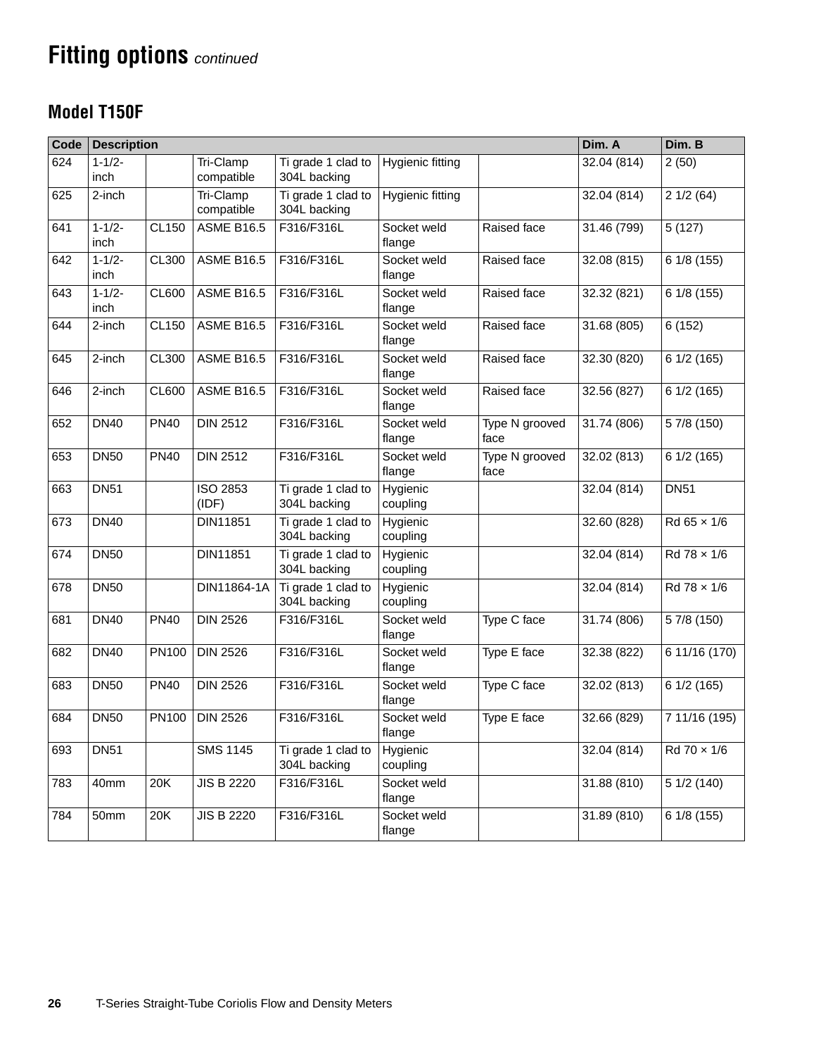# Fitting options *continued*

## Model T150F

| Code | Description | | | | | | Dim. A | Dim. B |
|---|---|---|---|---|---|---|---|---|
| 624 | 1-1/2-inch | | Tri-Clamp compatible | Ti grade 1 clad to 304L backing | Hygienic fitting | | 32.04 (814) | 2 (50) |
| 625 | 2-inch | | Tri-Clamp compatible | Ti grade 1 clad to 304L backing | Hygienic fitting | | 32.04 (814) | 2 1/2 (64) |
| 641 | 1-1/2-inch | CL150 | ASME B16.5 | F316/F316L | Socket weld flange | Raised face | 31.46 (799) | 5 (127) |
| 642 | 1-1/2-inch | CL300 | ASME B16.5 | F316/F316L | Socket weld flange | Raised face | 32.08 (815) | 6 1/8 (155) |
| 643 | 1-1/2-inch | CL600 | ASME B16.5 | F316/F316L | Socket weld flange | Raised face | 32.32 (821) | 6 1/8 (155) |
| 644 | 2-inch | CL150 | ASME B16.5 | F316/F316L | Socket weld flange | Raised face | 31.68 (805) | 6 (152) |
| 645 | 2-inch | CL300 | ASME B16.5 | F316/F316L | Socket weld flange | Raised face | 32.30 (820) | 6 1/2 (165) |
| 646 | 2-inch | CL600 | ASME B16.5 | F316/F316L | Socket weld flange | Raised face | 32.56 (827) | 6 1/2 (165) |
| 652 | DN40 | PN40 | DIN 2512 | F316/F316L | Socket weld flange | Type N grooved face | 31.74 (806) | 5 7/8 (150) |
| 653 | DN50 | PN40 | DIN 2512 | F316/F316L | Socket weld flange | Type N grooved face | 32.02 (813) | 6 1/2 (165) |
| 663 | DN51 | | ISO 2853 (IDF) | Ti grade 1 clad to 304L backing | Hygienic coupling | | 32.04 (814) | DN51 |
| 673 | DN40 | | DIN11851 | Ti grade 1 clad to 304L backing | Hygienic coupling | | 32.60 (828) | Rd 65 × 1/6 |
| 674 | DN50 | | DIN11851 | Ti grade 1 clad to 304L backing | Hygienic coupling | | 32.04 (814) | Rd 78 × 1/6 |
| 678 | DN50 | | DIN11864-1A | Ti grade 1 clad to 304L backing | Hygienic coupling | | 32.04 (814) | Rd 78 × 1/6 |
| 681 | DN40 | PN40 | DIN 2526 | F316/F316L | Socket weld flange | Type C face | 31.74 (806) | 5 7/8 (150) |
| 682 | DN40 | PN100 | DIN 2526 | F316/F316L | Socket weld flange | Type E face | 32.38 (822) | 6 11/16 (170) |
| 683 | DN50 | PN40 | DIN 2526 | F316/F316L | Socket weld flange | Type C face | 32.02 (813) | 6 1/2 (165) |
| 684 | DN50 | PN100 | DIN 2526 | F316/F316L | Socket weld flange | Type E face | 32.66 (829) | 7 11/16 (195) |
| 693 | DN51 | | SMS 1145 | Ti grade 1 clad to 304L backing | Hygienic coupling | | 32.04 (814) | Rd 70 × 1/6 |
| 783 | 40mm | 20K | JIS B 2220 | F316/F316L | Socket weld flange | | 31.88 (810) | 5 1/2 (140) |
| 784 | 50mm | 20K | JIS B 2220 | F316/F316L | Socket weld flange | | 31.89 (810) | 6 1/8 (155) |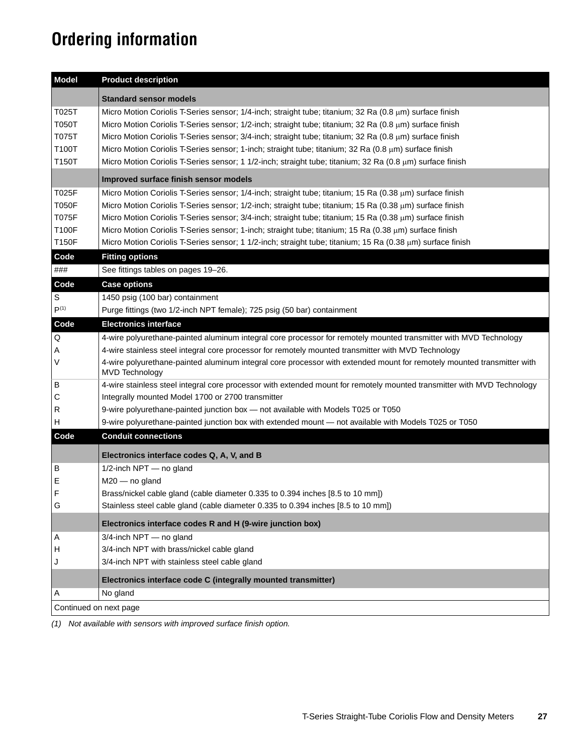# Ordering information

| Model | Product description |
|---|---|
| | **Standard sensor models** |
| T025T | Micro Motion Coriolis T-Series sensor; 1/4-inch; straight tube; titanium; 32 Ra (0.8 μm) surface finish |
| T050T | Micro Motion Coriolis T-Series sensor; 1/2-inch; straight tube; titanium; 32 Ra (0.8 μm) surface finish |
| T075T | Micro Motion Coriolis T-Series sensor; 3/4-inch; straight tube; titanium; 32 Ra (0.8 μm) surface finish |
| T100T | Micro Motion Coriolis T-Series sensor; 1-inch; straight tube; titanium; 32 Ra (0.8 μm) surface finish |
| T150T | Micro Motion Coriolis T-Series sensor; 1 1/2-inch; straight tube; titanium; 32 Ra (0.8 μm) surface finish |
| | **Improved surface finish sensor models** |
| T025F | Micro Motion Coriolis T-Series sensor; 1/4-inch; straight tube; titanium; 15 Ra (0.38 μm) surface finish |
| T050F | Micro Motion Coriolis T-Series sensor; 1/2-inch; straight tube; titanium; 15 Ra (0.38 μm) surface finish |
| T075F | Micro Motion Coriolis T-Series sensor; 3/4-inch; straight tube; titanium; 15 Ra (0.38 μm) surface finish |
| T100F | Micro Motion Coriolis T-Series sensor; 1-inch; straight tube; titanium; 15 Ra (0.38 μm) surface finish |
| T150F | Micro Motion Coriolis T-Series sensor; 1 1/2-inch; straight tube; titanium; 15 Ra (0.38 μm) surface finish |
| **Code** | **Fitting options** |
| ### | See fittings tables on pages 19–26. |
| **Code** | **Case options** |
| S | 1450 psig (100 bar) containment |
| P[(1)] | Purge fittings (two 1/2-inch NPT female); 725 psig (50 bar) containment |
| **Code** | **Electronics interface** |
| Q | 4-wire polyurethane-painted aluminum integral core processor for remotely mounted transmitter with MVD Technology |
| A | 4-wire stainless steel integral core processor for remotely mounted transmitter with MVD Technology |
| V | 4-wire polyurethane-painted aluminum integral core processor with extended mount for remotely mounted transmitter with MVD Technology |
| B | 4-wire stainless steel integral core processor with extended mount for remotely mounted transmitter with MVD Technology |
| C | Integrally mounted Model 1700 or 2700 transmitter |
| R | 9-wire polyurethane-painted junction box — not available with Models T025 or T050 |
| H | 9-wire polyurethane-painted junction box with extended mount — not available with Models T025 or T050 |
| **Code** | **Conduit connections** |
| | **Electronics interface codes Q, A, V, and B** |
| B | 1/2-inch NPT — no gland |
| E | M20 — no gland |
| F | Brass/nickel cable gland (cable diameter 0.335 to 0.394 inches [8.5 to 10 mm]) |
| G | Stainless steel cable gland (cable diameter 0.335 to 0.394 inches [8.5 to 10 mm]) |
| | **Electronics interface codes R and H (9-wire junction box)** |
| A | 3/4-inch NPT — no gland |
| H | 3/4-inch NPT with brass/nickel cable gland |
| J | 3/4-inch NPT with stainless steel cable gland |
| | **Electronics interface code C (integrally mounted transmitter)** |
| A | No gland |
| Continued on next page | |

*(1) Not available with sensors with improved surface finish option.*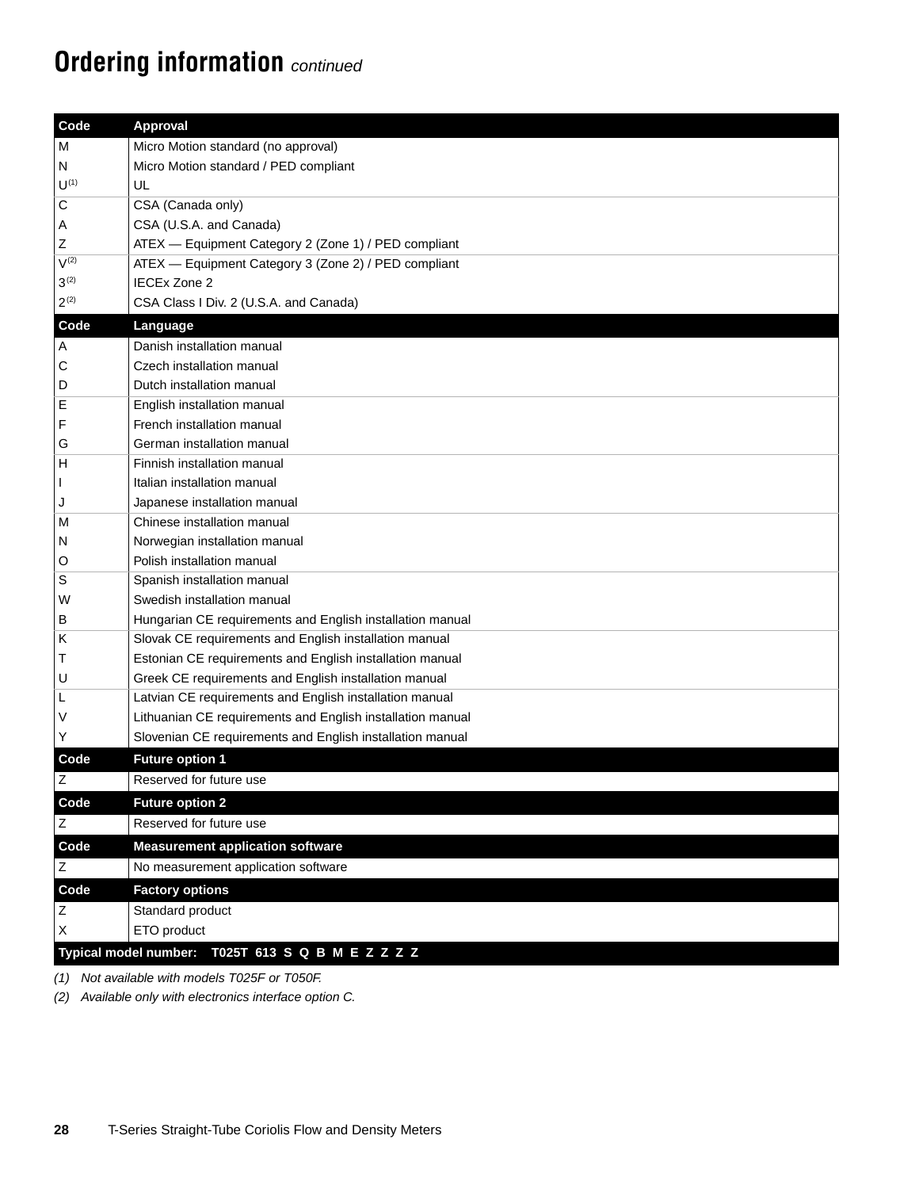# Ordering information *continued*

| Code | Approval |
|---|---|
| M | Micro Motion standard (no approval) |
| N | Micro Motion standard / PED compliant |
| U(1) | UL |
| C | CSA (Canada only) |
| A | CSA (U.S.A. and Canada) |
| Z | ATEX — Equipment Category 2 (Zone 1) / PED compliant |
| V(2) | ATEX — Equipment Category 3 (Zone 2) / PED compliant |
| 3(2) | IECEx Zone 2 |
| 2(2) | CSA Class I Div. 2 (U.S.A. and Canada) |
| **Code** | **Language** |
| A | Danish installation manual |
| C | Czech installation manual |
| D | Dutch installation manual |
| E | English installation manual |
| F | French installation manual |
| G | German installation manual |
| H | Finnish installation manual |
| I | Italian installation manual |
| J | Japanese installation manual |
| M | Chinese installation manual |
| N | Norwegian installation manual |
| O | Polish installation manual |
| S | Spanish installation manual |
| W | Swedish installation manual |
| B | Hungarian CE requirements and English installation manual |
| K | Slovak CE requirements and English installation manual |
| T | Estonian CE requirements and English installation manual |
| U | Greek CE requirements and English installation manual |
| L | Latvian CE requirements and English installation manual |
| V | Lithuanian CE requirements and English installation manual |
| Y | Slovenian CE requirements and English installation manual |
| **Code** | **Future option 1** |
| Z | Reserved for future use |
| **Code** | **Future option 2** |
| Z | Reserved for future use |
| **Code** | **Measurement application software** |
| Z | No measurement application software |
| **Code** | **Factory options** |
| Z | Standard product |
| X | ETO product |
| **Typical model number:** | **T025T 613 S Q B M E Z Z Z Z** |

*(1) Not available with models T025F or T050F.*

*(2) Available only with electronics interface option C.*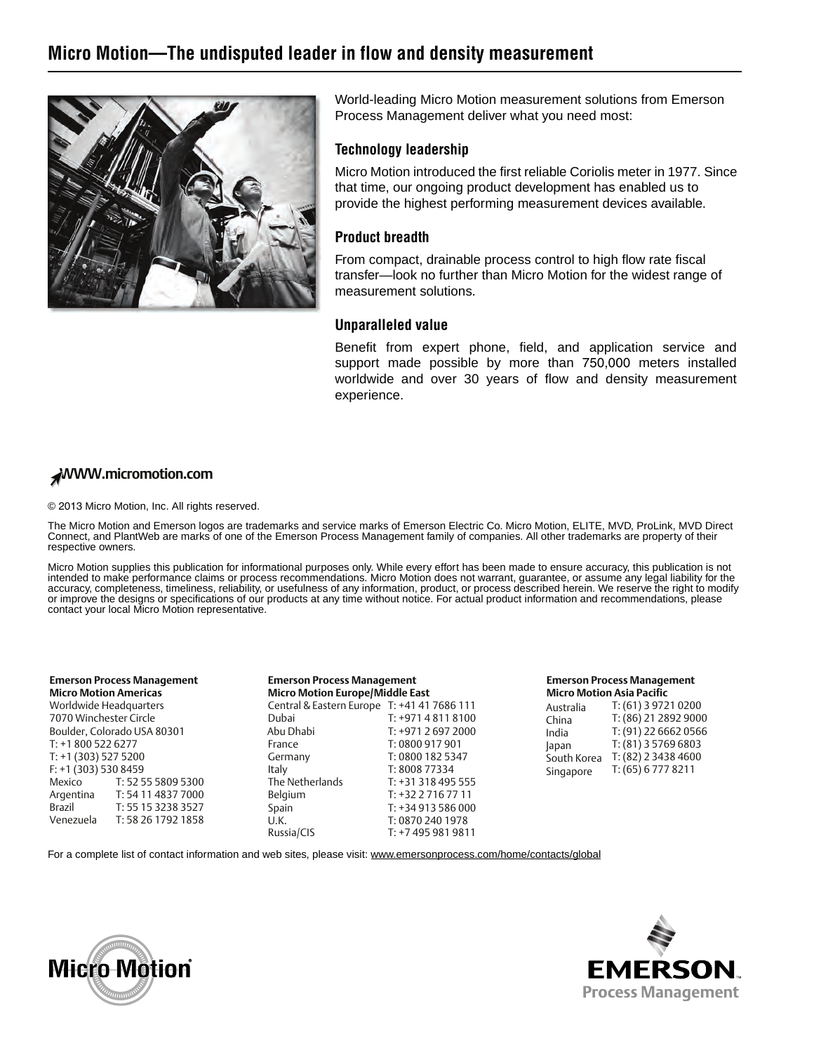## Micro Motion—The undisputed leader in flow and density measurement

World-leading Micro Motion measurement solutions from Emerson Process Management deliver what you need most:

### Technology leadership

Micro Motion introduced the first reliable Coriolis meter in 1977. Since that time, our ongoing product development has enabled us to provide the highest performing measurement devices available.

### Product breadth

From compact, drainable process control to high flow rate fiscal transfer—look no further than Micro Motion for the widest range of measurement solutions.

### Unparalleled value

Benefit from expert phone, field, and application service and support made possible by more than 750,000 meters installed worldwide and over 30 years of flow and density measurement experience.

WWW.micromotion.com

© 2013 Micro Motion, Inc. All rights reserved.

The Micro Motion and Emerson logos are trademarks and service marks of Emerson Electric Co. Micro Motion, ELITE, MVD, ProLink, MVD Direct Connect, and PlantWeb are marks of one of the Emerson Process Management family of companies. All other trademarks are property of their respective owners.

Micro Motion supplies this publication for informational purposes only. While every effort has been made to ensure accuracy, this publication is not intended to make performance claims or process recommendations. Micro Motion does not warrant, guarantee, or assume any legal liability for the accuracy, completeness, timeliness, reliability, or usefulness of any information, product, or process described herein. We reserve the right to modify or improve the designs or specifications of our products at any time without notice. For actual product information and recommendations, please contact your local Micro Motion representative.

**Emerson Process Management**
**Micro Motion Americas**
Worldwide Headquarters
7070 Winchester Circle
Boulder, Colorado USA 80301
T: +1 800 522 6277
T: +1 (303) 527 5200
F: +1 (303) 530 8459

| | |
|---|---|
| Mexico | T: 52 55 5809 5300 |
| Argentina | T: 54 11 4837 7000 |
| Brazil | T: 55 15 3238 3527 |
| Venezuela | T: 58 26 1792 1858 |

**Emerson Process Management**
**Micro Motion Europe/Middle East**

| | |
|---|---|
| Central & Eastern Europe | T: +41 41 7686 111 |
| Dubai | T: +971 4 811 8100 |
| Abu Dhabi | T: +971 2 697 2000 |
| France | T: 0800 917 901 |
| Germany | T: 0800 182 5347 |
| Italy | T: 8008 77334 |
| The Netherlands | T: +31 318 495 555 |
| Belgium | T: +32 2 716 77 11 |
| Spain | T: +34 913 586 000 |
| U.K. | T: 0870 240 1978 |
| Russia/CIS | T: +7 495 981 9811 |

**Emerson Process Management**
**Micro Motion Asia Pacific**

| | |
|---|---|
| Australia | T: (61) 3 9721 0200 |
| China | T: (86) 21 2892 9000 |
| India | T: (91) 22 6662 0566 |
| Japan | T: (81) 3 5769 6803 |
| South Korea | T: (82) 2 3438 4600 |
| Singapore | T: (65) 6 777 8211 |

For a complete list of contact information and web sites, please visit: www.emersonprocess.com/home/contacts/global

Micro Motion®

EMERSON. Process Management